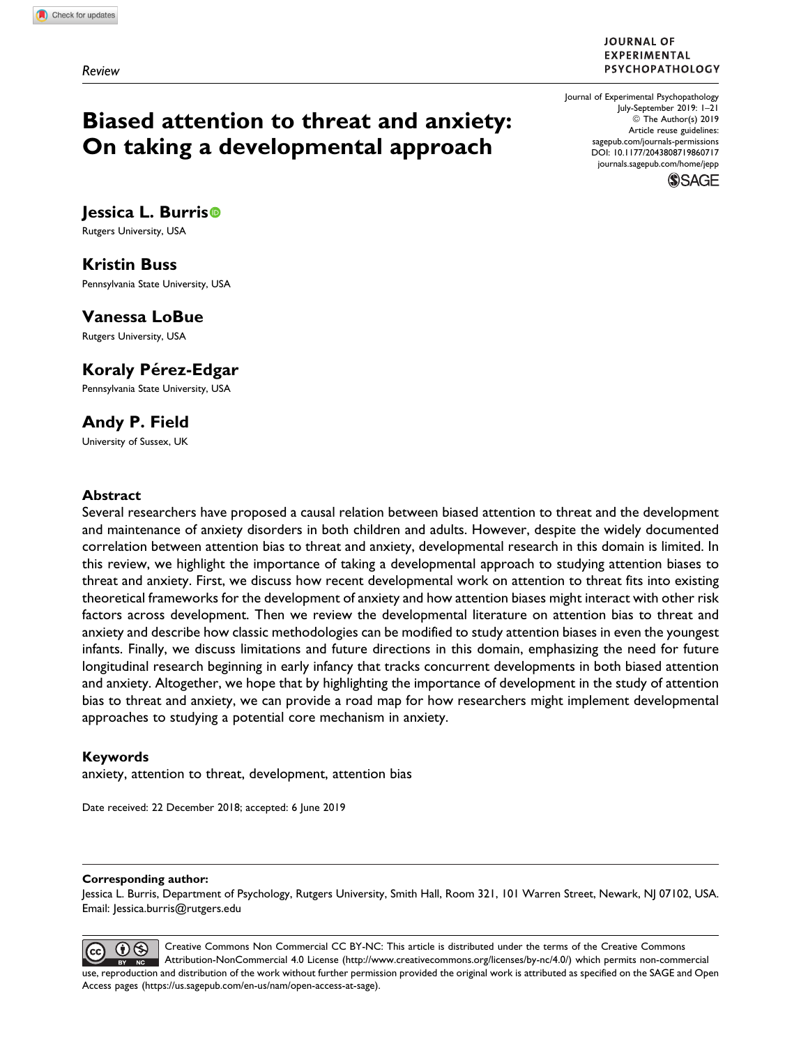*Review*

# Biased attention to threat and anxiety: On taking a developmental approach

Journal of Experimental Psychopathology
July-September 2019: 1–21
© The Author(s) 2019
Article reuse guidelines:
sagepub.com/journals-permissions
DOI: 10.1177/2043808719860717
journals.sagepub.com/home/jepp

**Jessica L. Burris**
Rutgers University, USA

**Kristin Buss**
Pennsylvania State University, USA

**Vanessa LoBue**
Rutgers University, USA

**Koraly Pérez-Edgar**
Pennsylvania State University, USA

**Andy P. Field**
University of Sussex, UK

## Abstract

Several researchers have proposed a causal relation between biased attention to threat and the development and maintenance of anxiety disorders in both children and adults. However, despite the widely documented correlation between attention bias to threat and anxiety, developmental research in this domain is limited. In this review, we highlight the importance of taking a developmental approach to studying attention biases to threat and anxiety. First, we discuss how recent developmental work on attention to threat fits into existing theoretical frameworks for the development of anxiety and how attention biases might interact with other risk factors across development. Then we review the developmental literature on attention bias to threat and anxiety and describe how classic methodologies can be modified to study attention biases in even the youngest infants. Finally, we discuss limitations and future directions in this domain, emphasizing the need for future longitudinal research beginning in early infancy that tracks concurrent developments in both biased attention and anxiety. Altogether, we hope that by highlighting the importance of development in the study of attention bias to threat and anxiety, we can provide a road map for how researchers might implement developmental approaches to studying a potential core mechanism in anxiety.

### Keywords

anxiety, attention to threat, development, attention bias

Date received: 22 December 2018; accepted: 6 June 2019

**Corresponding author:**
Jessica L. Burris, Department of Psychology, Rutgers University, Smith Hall, Room 321, 101 Warren Street, Newark, NJ 07102, USA.
Email: Jessica.burris@rutgers.edu

Creative Commons Non Commercial CC BY-NC: This article is distributed under the terms of the Creative Commons Attribution-NonCommercial 4.0 License (http://www.creativecommons.org/licenses/by-nc/4.0/) which permits non-commercial use, reproduction and distribution of the work without further permission provided the original work is attributed as specified on the SAGE and Open Access pages (https://us.sagepub.com/en-us/nam/open-access-at-sage).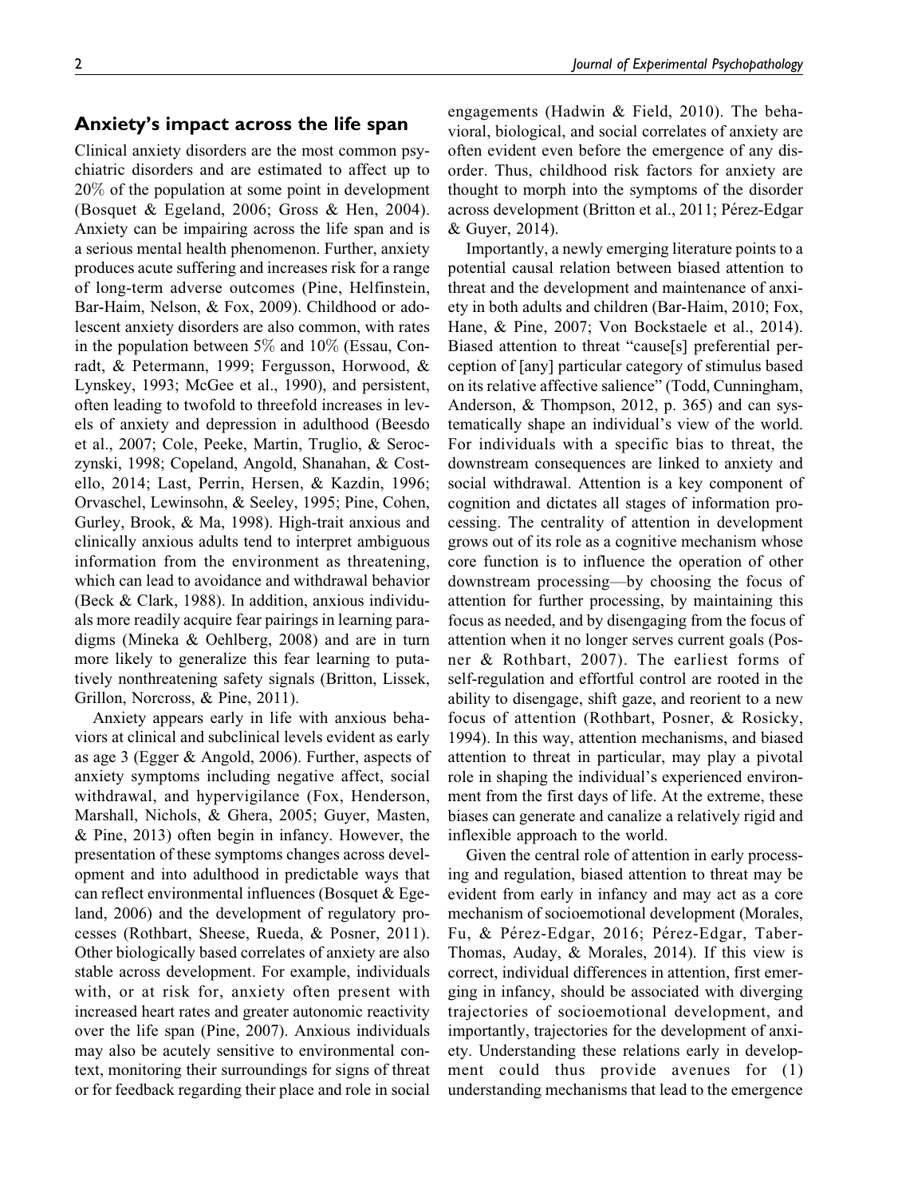## Anxiety's impact across the life span

Clinical anxiety disorders are the most common psychiatric disorders and are estimated to affect up to 20% of the population at some point in development (Bosquet & Egeland, 2006; Gross & Hen, 2004). Anxiety can be impairing across the life span and is a serious mental health phenomenon. Further, anxiety produces acute suffering and increases risk for a range of long-term adverse outcomes (Pine, Helfinstein, Bar-Haim, Nelson, & Fox, 2009). Childhood or adolescent anxiety disorders are also common, with rates in the population between 5% and 10% (Essau, Conradt, & Petermann, 1999; Fergusson, Horwood, & Lynskey, 1993; McGee et al., 1990), and persistent, often leading to twofold to threefold increases in levels of anxiety and depression in adulthood (Beesdo et al., 2007; Cole, Peeke, Martin, Truglio, & Seroczynski, 1998; Copeland, Angold, Shanahan, & Costello, 2014; Last, Perrin, Hersen, & Kazdin, 1996; Orvaschel, Lewinsohn, & Seeley, 1995; Pine, Cohen, Gurley, Brook, & Ma, 1998). High-trait anxious and clinically anxious adults tend to interpret ambiguous information from the environment as threatening, which can lead to avoidance and withdrawal behavior (Beck & Clark, 1988). In addition, anxious individuals more readily acquire fear pairings in learning paradigms (Mineka & Oehlberg, 2008) and are in turn more likely to generalize this fear learning to putatively nonthreatening safety signals (Britton, Lissek, Grillon, Norcross, & Pine, 2011).

Anxiety appears early in life with anxious behaviors at clinical and subclinical levels evident as early as age 3 (Egger & Angold, 2006). Further, aspects of anxiety symptoms including negative affect, social withdrawal, and hypervigilance (Fox, Henderson, Marshall, Nichols, & Ghera, 2005; Guyer, Masten, & Pine, 2013) often begin in infancy. However, the presentation of these symptoms changes across development and into adulthood in predictable ways that can reflect environmental influences (Bosquet & Egeland, 2006) and the development of regulatory processes (Rothbart, Sheese, Rueda, & Posner, 2011). Other biologically based correlates of anxiety are also stable across development. For example, individuals with, or at risk for, anxiety often present with increased heart rates and greater autonomic reactivity over the life span (Pine, 2007). Anxious individuals may also be acutely sensitive to environmental context, monitoring their surroundings for signs of threat or for feedback regarding their place and role in social engagements (Hadwin & Field, 2010). The behavioral, biological, and social correlates of anxiety are often evident even before the emergence of any disorder. Thus, childhood risk factors for anxiety are thought to morph into the symptoms of the disorder across development (Britton et al., 2011; Pérez-Edgar & Guyer, 2014).

Importantly, a newly emerging literature points to a potential causal relation between biased attention to threat and the development and maintenance of anxiety in both adults and children (Bar-Haim, 2010; Fox, Hane, & Pine, 2007; Von Bockstaele et al., 2014). Biased attention to threat "cause[s] preferential perception of [any] particular category of stimulus based on its relative affective salience" (Todd, Cunningham, Anderson, & Thompson, 2012, p. 365) and can systematically shape an individual's view of the world. For individuals with a specific bias to threat, the downstream consequences are linked to anxiety and social withdrawal. Attention is a key component of cognition and dictates all stages of information processing. The centrality of attention in development grows out of its role as a cognitive mechanism whose core function is to influence the operation of other downstream processing—by choosing the focus of attention for further processing, by maintaining this focus as needed, and by disengaging from the focus of attention when it no longer serves current goals (Posner & Rothbart, 2007). The earliest forms of self-regulation and effortful control are rooted in the ability to disengage, shift gaze, and reorient to a new focus of attention (Rothbart, Posner, & Rosicky, 1994). In this way, attention mechanisms, and biased attention to threat in particular, may play a pivotal role in shaping the individual's experienced environment from the first days of life. At the extreme, these biases can generate and canalize a relatively rigid and inflexible approach to the world.

Given the central role of attention in early processing and regulation, biased attention to threat may be evident from early in infancy and may act as a core mechanism of socioemotional development (Morales, Fu, & Pérez-Edgar, 2016; Pérez-Edgar, Taber-Thomas, Auday, & Morales, 2014). If this view is correct, individual differences in attention, first emerging in infancy, should be associated with diverging trajectories of socioemotional development, and importantly, trajectories for the development of anxiety. Understanding these relations early in development could thus provide avenues for (1) understanding mechanisms that lead to the emergence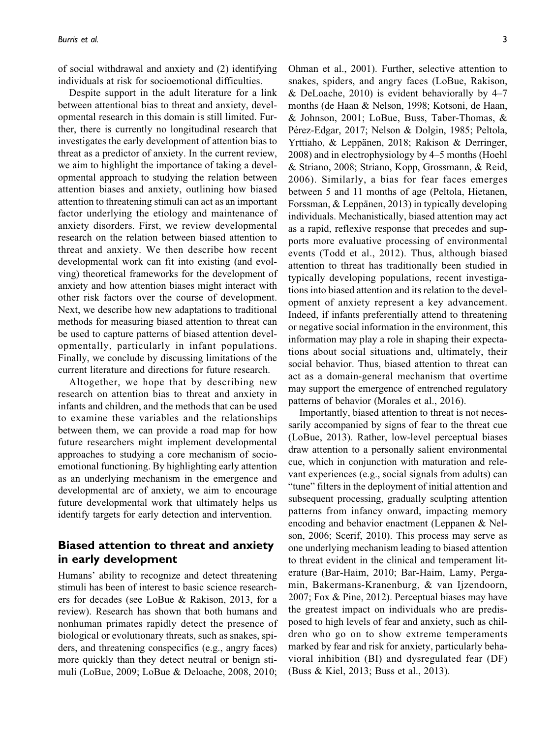of social withdrawal and anxiety and (2) identifying individuals at risk for socioemotional difficulties.

Despite support in the adult literature for a link between attentional bias to threat and anxiety, developmental research in this domain is still limited. Further, there is currently no longitudinal research that investigates the early development of attention bias to threat as a predictor of anxiety. In the current review, we aim to highlight the importance of taking a developmental approach to studying the relation between attention biases and anxiety, outlining how biased attention to threatening stimuli can act as an important factor underlying the etiology and maintenance of anxiety disorders. First, we review developmental research on the relation between biased attention to threat and anxiety. We then describe how recent developmental work can fit into existing (and evolving) theoretical frameworks for the development of anxiety and how attention biases might interact with other risk factors over the course of development. Next, we describe how new adaptations to traditional methods for measuring biased attention to threat can be used to capture patterns of biased attention developmentally, particularly in infant populations. Finally, we conclude by discussing limitations of the current literature and directions for future research.

Altogether, we hope that by describing new research on attention bias to threat and anxiety in infants and children, and the methods that can be used to examine these variables and the relationships between them, we can provide a road map for how future researchers might implement developmental approaches to studying a core mechanism of socioemotional functioning. By highlighting early attention as an underlying mechanism in the emergence and developmental arc of anxiety, we aim to encourage future developmental work that ultimately helps us identify targets for early detection and intervention.

## Biased attention to threat and anxiety in early development

Humans' ability to recognize and detect threatening stimuli has been of interest to basic science researchers for decades (see LoBue & Rakison, 2013, for a review). Research has shown that both humans and nonhuman primates rapidly detect the presence of biological or evolutionary threats, such as snakes, spiders, and threatening conspecifics (e.g., angry faces) more quickly than they detect neutral or benign stimuli (LoBue, 2009; LoBue & Deloache, 2008, 2010; Ohman et al., 2001). Further, selective attention to snakes, spiders, and angry faces (LoBue, Rakison, & DeLoache, 2010) is evident behaviorally by 4–7 months (de Haan & Nelson, 1998; Kotsoni, de Haan, & Johnson, 2001; LoBue, Buss, Taber-Thomas, & Pérez-Edgar, 2017; Nelson & Dolgin, 1985; Peltola, Yrttiaho, & Leppänen, 2018; Rakison & Derringer, 2008) and in electrophysiology by 4–5 months (Hoehl & Striano, 2008; Striano, Kopp, Grossmann, & Reid, 2006). Similarly, a bias for fear faces emerges between 5 and 11 months of age (Peltola, Hietanen, Forssman, & Leppänen, 2013) in typically developing individuals. Mechanistically, biased attention may act as a rapid, reflexive response that precedes and supports more evaluative processing of environmental events (Todd et al., 2012). Thus, although biased attention to threat has traditionally been studied in typically developing populations, recent investigations into biased attention and its relation to the development of anxiety represent a key advancement. Indeed, if infants preferentially attend to threatening or negative social information in the environment, this information may play a role in shaping their expectations about social situations and, ultimately, their social behavior. Thus, biased attention to threat can act as a domain-general mechanism that overtime may support the emergence of entrenched regulatory patterns of behavior (Morales et al., 2016).

Importantly, biased attention to threat is not necessarily accompanied by signs of fear to the threat cue (LoBue, 2013). Rather, low-level perceptual biases draw attention to a personally salient environmental cue, which in conjunction with maturation and relevant experiences (e.g., social signals from adults) can "tune" filters in the deployment of initial attention and subsequent processing, gradually sculpting attention patterns from infancy onward, impacting memory encoding and behavior enactment (Leppanen & Nelson, 2006; Scerif, 2010). This process may serve as one underlying mechanism leading to biased attention to threat evident in the clinical and temperament literature (Bar-Haim, 2010; Bar-Haim, Lamy, Pergamin, Bakermans-Kranenburg, & van Ijzendoorn, 2007; Fox & Pine, 2012). Perceptual biases may have the greatest impact on individuals who are predisposed to high levels of fear and anxiety, such as children who go on to show extreme temperaments marked by fear and risk for anxiety, particularly behavioral inhibition (BI) and dysregulated fear (DF) (Buss & Kiel, 2013; Buss et al., 2013).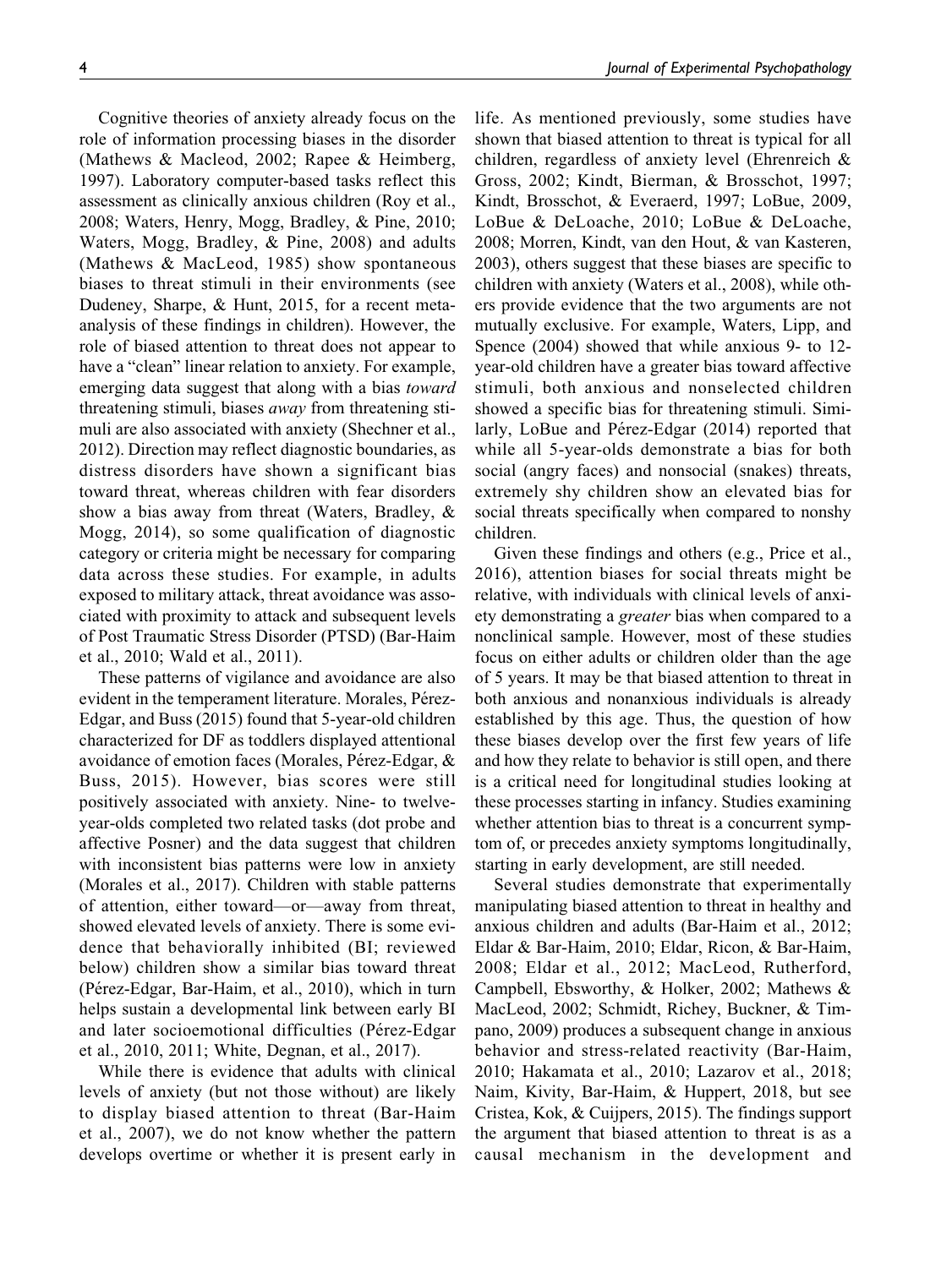Cognitive theories of anxiety already focus on the role of information processing biases in the disorder (Mathews & Macleod, 2002; Rapee & Heimberg, 1997). Laboratory computer-based tasks reflect this assessment as clinically anxious children (Roy et al., 2008; Waters, Henry, Mogg, Bradley, & Pine, 2010; Waters, Mogg, Bradley, & Pine, 2008) and adults (Mathews & MacLeod, 1985) show spontaneous biases to threat stimuli in their environments (see Dudeney, Sharpe, & Hunt, 2015, for a recent meta-analysis of these findings in children). However, the role of biased attention to threat does not appear to have a "clean" linear relation to anxiety. For example, emerging data suggest that along with a bias *toward* threatening stimuli, biases *away* from threatening stimuli are also associated with anxiety (Shechner et al., 2012). Direction may reflect diagnostic boundaries, as distress disorders have shown a significant bias toward threat, whereas children with fear disorders show a bias away from threat (Waters, Bradley, & Mogg, 2014), so some qualification of diagnostic category or criteria might be necessary for comparing data across these studies. For example, in adults exposed to military attack, threat avoidance was associated with proximity to attack and subsequent levels of Post Traumatic Stress Disorder (PTSD) (Bar-Haim et al., 2010; Wald et al., 2011).

These patterns of vigilance and avoidance are also evident in the temperament literature. Morales, Pérez-Edgar, and Buss (2015) found that 5-year-old children characterized for DF as toddlers displayed attentional avoidance of emotion faces (Morales, Pérez-Edgar, & Buss, 2015). However, bias scores were still positively associated with anxiety. Nine- to twelve-year-olds completed two related tasks (dot probe and affective Posner) and the data suggest that children with inconsistent bias patterns were low in anxiety (Morales et al., 2017). Children with stable patterns of attention, either toward—or—away from threat, showed elevated levels of anxiety. There is some evidence that behaviorally inhibited (BI; reviewed below) children show a similar bias toward threat (Pérez-Edgar, Bar-Haim, et al., 2010), which in turn helps sustain a developmental link between early BI and later socioemotional difficulties (Pérez-Edgar et al., 2010, 2011; White, Degnan, et al., 2017).

While there is evidence that adults with clinical levels of anxiety (but not those without) are likely to display biased attention to threat (Bar-Haim et al., 2007), we do not know whether the pattern develops overtime or whether it is present early in life. As mentioned previously, some studies have shown that biased attention to threat is typical for all children, regardless of anxiety level (Ehrenreich & Gross, 2002; Kindt, Bierman, & Brosschot, 1997; Kindt, Brosschot, & Everaerd, 1997; LoBue, 2009, LoBue & DeLoache, 2010; LoBue & DeLoache, 2008; Morren, Kindt, van den Hout, & van Kasteren, 2003), others suggest that these biases are specific to children with anxiety (Waters et al., 2008), while others provide evidence that the two arguments are not mutually exclusive. For example, Waters, Lipp, and Spence (2004) showed that while anxious 9- to 12-year-old children have a greater bias toward affective stimuli, both anxious and nonselected children showed a specific bias for threatening stimuli. Similarly, LoBue and Pérez-Edgar (2014) reported that while all 5-year-olds demonstrate a bias for both social (angry faces) and nonsocial (snakes) threats, extremely shy children show an elevated bias for social threats specifically when compared to nonshy children.

Given these findings and others (e.g., Price et al., 2016), attention biases for social threats might be relative, with individuals with clinical levels of anxiety demonstrating a *greater* bias when compared to a nonclinical sample. However, most of these studies focus on either adults or children older than the age of 5 years. It may be that biased attention to threat in both anxious and nonanxious individuals is already established by this age. Thus, the question of how these biases develop over the first few years of life and how they relate to behavior is still open, and there is a critical need for longitudinal studies looking at these processes starting in infancy. Studies examining whether attention bias to threat is a concurrent symptom of, or precedes anxiety symptoms longitudinally, starting in early development, are still needed.

Several studies demonstrate that experimentally manipulating biased attention to threat in healthy and anxious children and adults (Bar-Haim et al., 2012; Eldar & Bar-Haim, 2010; Eldar, Ricon, & Bar-Haim, 2008; Eldar et al., 2012; MacLeod, Rutherford, Campbell, Ebsworthy, & Holker, 2002; Mathews & MacLeod, 2002; Schmidt, Richey, Buckner, & Timpano, 2009) produces a subsequent change in anxious behavior and stress-related reactivity (Bar-Haim, 2010; Hakamata et al., 2010; Lazarov et al., 2018; Naim, Kivity, Bar-Haim, & Huppert, 2018, but see Cristea, Kok, & Cuijpers, 2015). The findings support the argument that biased attention to threat is as a causal mechanism in the development and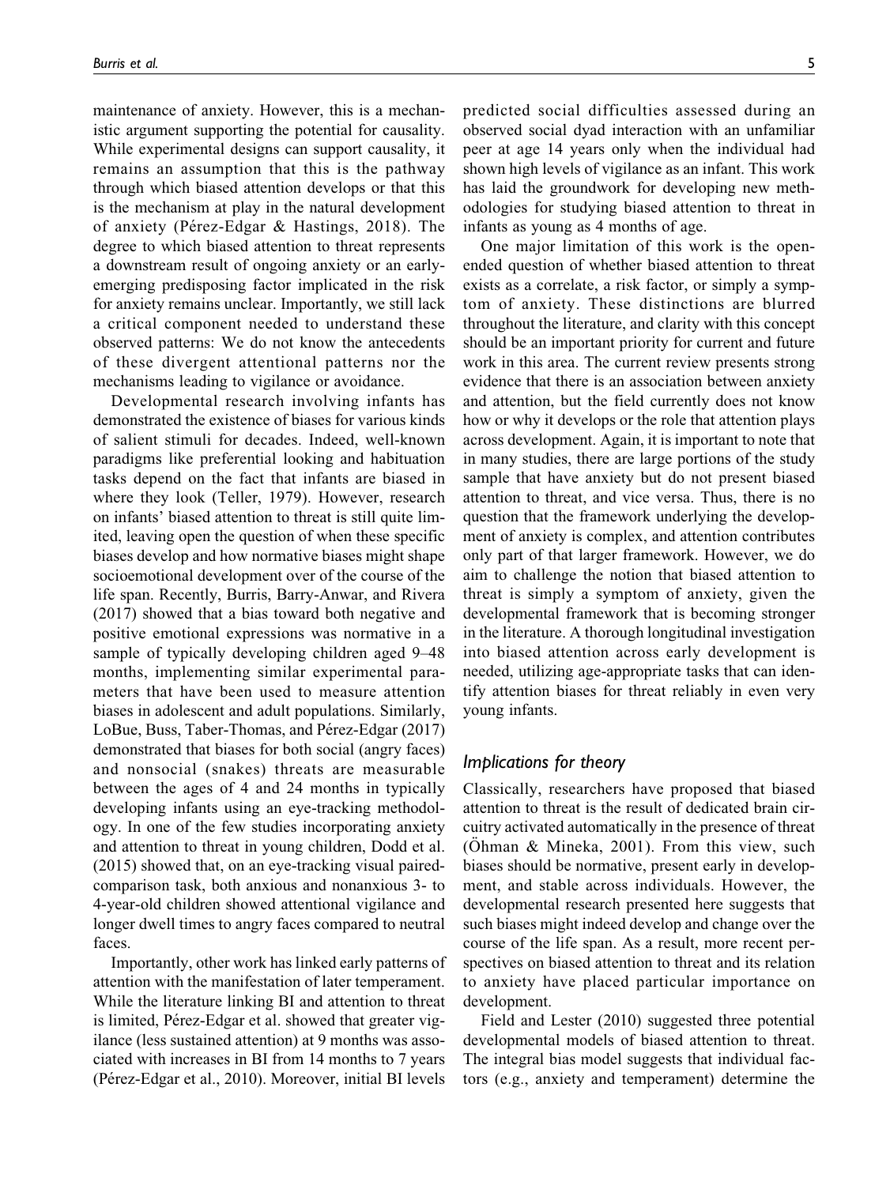maintenance of anxiety. However, this is a mechanistic argument supporting the potential for causality. While experimental designs can support causality, it remains an assumption that this is the pathway through which biased attention develops or that this is the mechanism at play in the natural development of anxiety (Pérez-Edgar & Hastings, 2018). The degree to which biased attention to threat represents a downstream result of ongoing anxiety or an early-emerging predisposing factor implicated in the risk for anxiety remains unclear. Importantly, we still lack a critical component needed to understand these observed patterns: We do not know the antecedents of these divergent attentional patterns nor the mechanisms leading to vigilance or avoidance.

Developmental research involving infants has demonstrated the existence of biases for various kinds of salient stimuli for decades. Indeed, well-known paradigms like preferential looking and habituation tasks depend on the fact that infants are biased in where they look (Teller, 1979). However, research on infants' biased attention to threat is still quite limited, leaving open the question of when these specific biases develop and how normative biases might shape socioemotional development over of the course of the life span. Recently, Burris, Barry-Anwar, and Rivera (2017) showed that a bias toward both negative and positive emotional expressions was normative in a sample of typically developing children aged 9–48 months, implementing similar experimental parameters that have been used to measure attention biases in adolescent and adult populations. Similarly, LoBue, Buss, Taber-Thomas, and Pérez-Edgar (2017) demonstrated that biases for both social (angry faces) and nonsocial (snakes) threats are measurable between the ages of 4 and 24 months in typically developing infants using an eye-tracking methodology. In one of the few studies incorporating anxiety and attention to threat in young children, Dodd et al. (2015) showed that, on an eye-tracking visual paired-comparison task, both anxious and nonanxious 3- to 4-year-old children showed attentional vigilance and longer dwell times to angry faces compared to neutral faces.

Importantly, other work has linked early patterns of attention with the manifestation of later temperament. While the literature linking BI and attention to threat is limited, Pérez-Edgar et al. showed that greater vigilance (less sustained attention) at 9 months was associated with increases in BI from 14 months to 7 years (Pérez-Edgar et al., 2010). Moreover, initial BI levels predicted social difficulties assessed during an observed social dyad interaction with an unfamiliar peer at age 14 years only when the individual had shown high levels of vigilance as an infant. This work has laid the groundwork for developing new methodologies for studying biased attention to threat in infants as young as 4 months of age.

One major limitation of this work is the open-ended question of whether biased attention to threat exists as a correlate, a risk factor, or simply a symptom of anxiety. These distinctions are blurred throughout the literature, and clarity with this concept should be an important priority for current and future work in this area. The current review presents strong evidence that there is an association between anxiety and attention, but the field currently does not know how or why it develops or the role that attention plays across development. Again, it is important to note that in many studies, there are large portions of the study sample that have anxiety but do not present biased attention to threat, and vice versa. Thus, there is no question that the framework underlying the development of anxiety is complex, and attention contributes only part of that larger framework. However, we do aim to challenge the notion that biased attention to threat is simply a symptom of anxiety, given the developmental framework that is becoming stronger in the literature. A thorough longitudinal investigation into biased attention across early development is needed, utilizing age-appropriate tasks that can identify attention biases for threat reliably in even very young infants.

## *Implications for theory*

Classically, researchers have proposed that biased attention to threat is the result of dedicated brain circuitry activated automatically in the presence of threat (Öhman & Mineka, 2001). From this view, such biases should be normative, present early in development, and stable across individuals. However, the developmental research presented here suggests that such biases might indeed develop and change over the course of the life span. As a result, more recent perspectives on biased attention to threat and its relation to anxiety have placed particular importance on development.

Field and Lester (2010) suggested three potential developmental models of biased attention to threat. The integral bias model suggests that individual factors (e.g., anxiety and temperament) determine the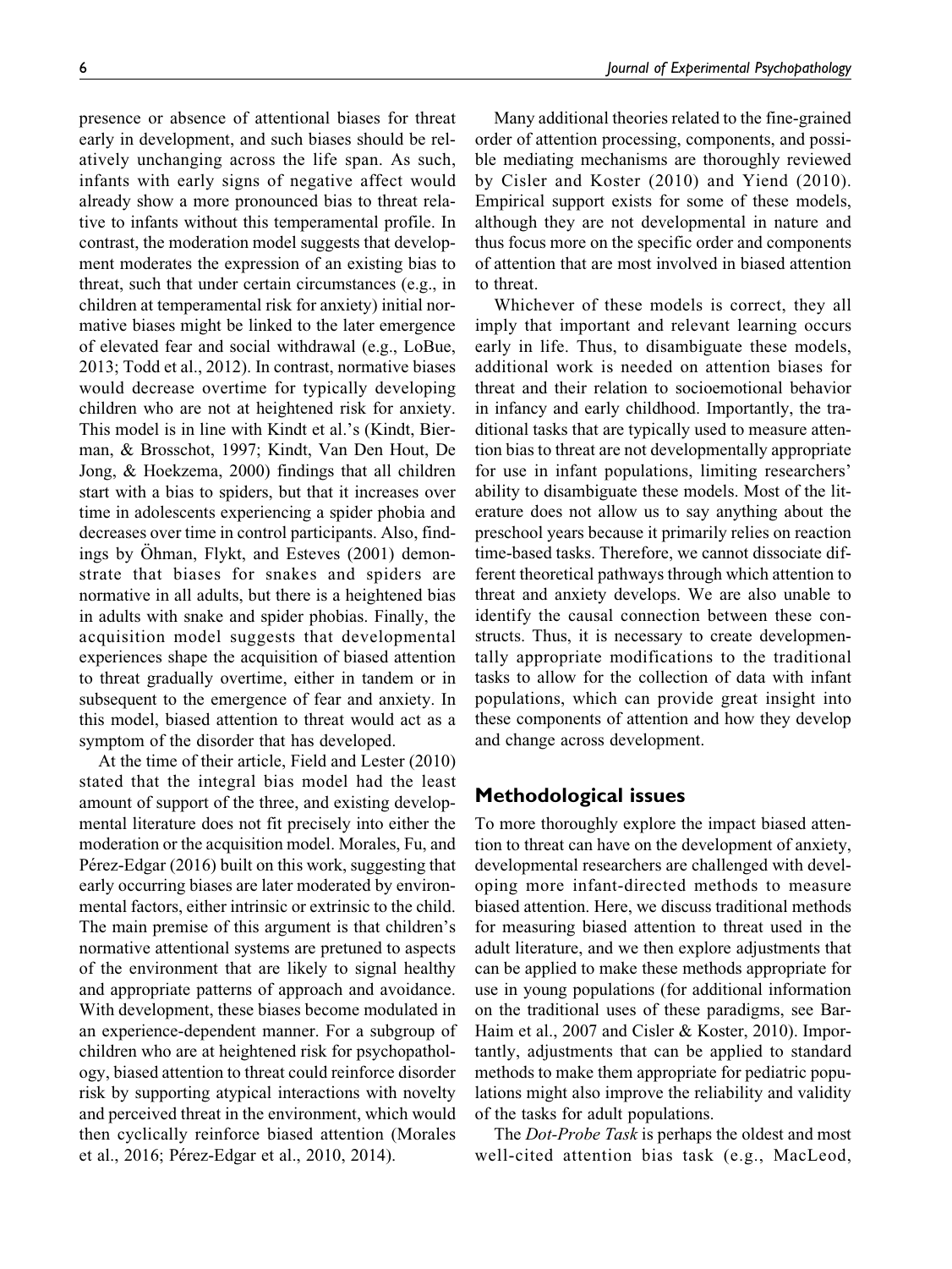presence or absence of attentional biases for threat early in development, and such biases should be relatively unchanging across the life span. As such, infants with early signs of negative affect would already show a more pronounced bias to threat relative to infants without this temperamental profile. In contrast, the moderation model suggests that development moderates the expression of an existing bias to threat, such that under certain circumstances (e.g., in children at temperamental risk for anxiety) initial normative biases might be linked to the later emergence of elevated fear and social withdrawal (e.g., LoBue, 2013; Todd et al., 2012). In contrast, normative biases would decrease overtime for typically developing children who are not at heightened risk for anxiety. This model is in line with Kindt et al.'s (Kindt, Bierman, & Brosschot, 1997; Kindt, Van Den Hout, De Jong, & Hoekzema, 2000) findings that all children start with a bias to spiders, but that it increases over time in adolescents experiencing a spider phobia and decreases over time in control participants. Also, findings by Öhman, Flykt, and Esteves (2001) demonstrate that biases for snakes and spiders are normative in all adults, but there is a heightened bias in adults with snake and spider phobias. Finally, the acquisition model suggests that developmental experiences shape the acquisition of biased attention to threat gradually overtime, either in tandem or in subsequent to the emergence of fear and anxiety. In this model, biased attention to threat would act as a symptom of the disorder that has developed.

At the time of their article, Field and Lester (2010) stated that the integral bias model had the least amount of support of the three, and existing developmental literature does not fit precisely into either the moderation or the acquisition model. Morales, Fu, and Pérez-Edgar (2016) built on this work, suggesting that early occurring biases are later moderated by environmental factors, either intrinsic or extrinsic to the child. The main premise of this argument is that children's normative attentional systems are pretuned to aspects of the environment that are likely to signal healthy and appropriate patterns of approach and avoidance. With development, these biases become modulated in an experience-dependent manner. For a subgroup of children who are at heightened risk for psychopathology, biased attention to threat could reinforce disorder risk by supporting atypical interactions with novelty and perceived threat in the environment, which would then cyclically reinforce biased attention (Morales et al., 2016; Pérez-Edgar et al., 2010, 2014).

Many additional theories related to the fine-grained order of attention processing, components, and possible mediating mechanisms are thoroughly reviewed by Cisler and Koster (2010) and Yiend (2010). Empirical support exists for some of these models, although they are not developmental in nature and thus focus more on the specific order and components of attention that are most involved in biased attention to threat.

Whichever of these models is correct, they all imply that important and relevant learning occurs early in life. Thus, to disambiguate these models, additional work is needed on attention biases for threat and their relation to socioemotional behavior in infancy and early childhood. Importantly, the traditional tasks that are typically used to measure attention bias to threat are not developmentally appropriate for use in infant populations, limiting researchers' ability to disambiguate these models. Most of the literature does not allow us to say anything about the preschool years because it primarily relies on reaction time-based tasks. Therefore, we cannot dissociate different theoretical pathways through which attention to threat and anxiety develops. We are also unable to identify the causal connection between these constructs. Thus, it is necessary to create developmentally appropriate modifications to the traditional tasks to allow for the collection of data with infant populations, which can provide great insight into these components of attention and how they develop and change across development.

## Methodological issues

To more thoroughly explore the impact biased attention to threat can have on the development of anxiety, developmental researchers are challenged with developing more infant-directed methods to measure biased attention. Here, we discuss traditional methods for measuring biased attention to threat used in the adult literature, and we then explore adjustments that can be applied to make these methods appropriate for use in young populations (for additional information on the traditional uses of these paradigms, see Bar-Haim et al., 2007 and Cisler & Koster, 2010). Importantly, adjustments that can be applied to standard methods to make them appropriate for pediatric populations might also improve the reliability and validity of the tasks for adult populations.

The *Dot-Probe Task* is perhaps the oldest and most well-cited attention bias task (e.g., MacLeod,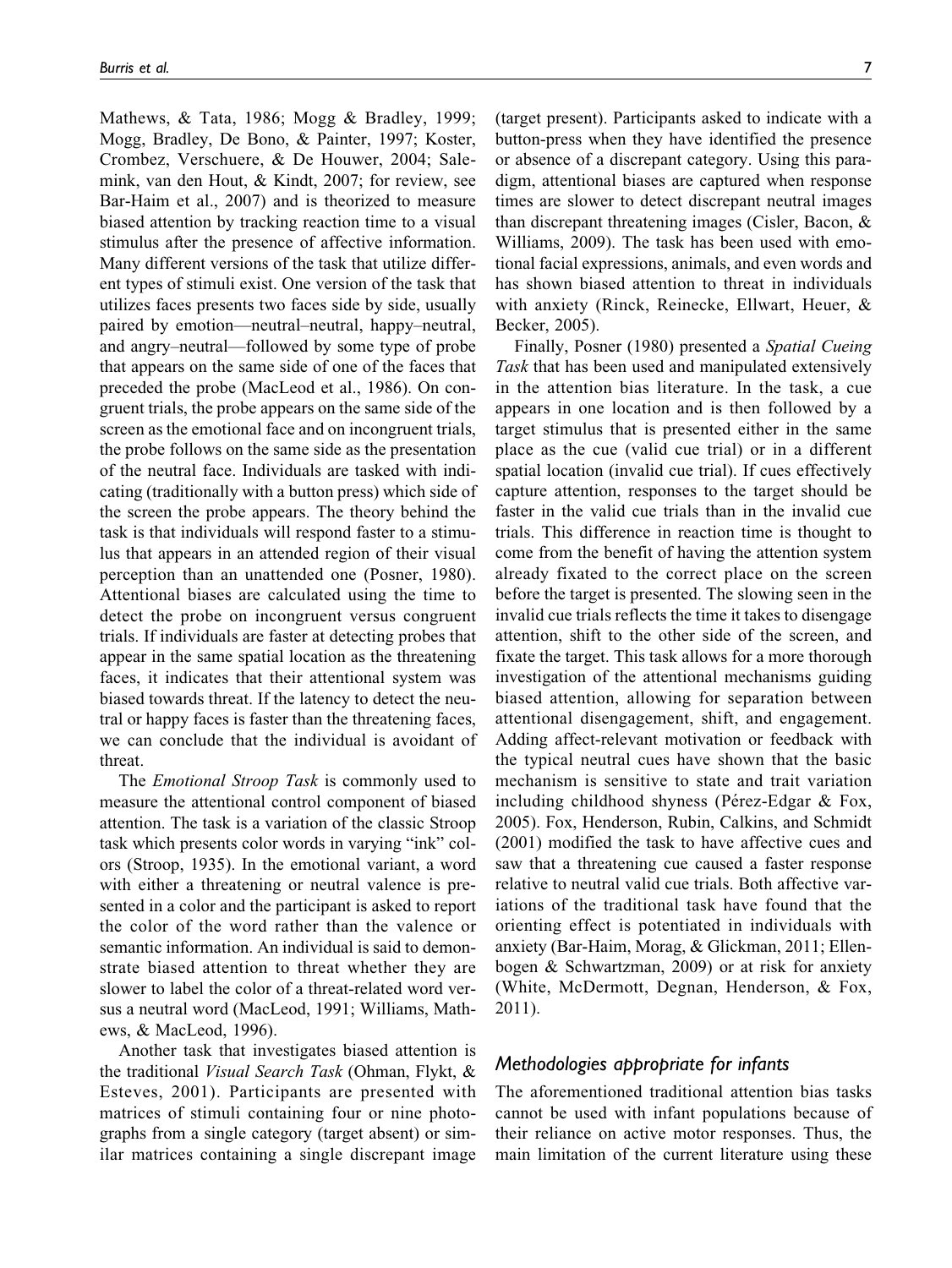Mathews, & Tata, 1986; Mogg & Bradley, 1999; Mogg, Bradley, De Bono, & Painter, 1997; Koster, Crombez, Verschuere, & De Houwer, 2004; Salemink, van den Hout, & Kindt, 2007; for review, see Bar-Haim et al., 2007) and is theorized to measure biased attention by tracking reaction time to a visual stimulus after the presence of affective information. Many different versions of the task that utilize different types of stimuli exist. One version of the task that utilizes faces presents two faces side by side, usually paired by emotion—neutral–neutral, happy–neutral, and angry–neutral—followed by some type of probe that appears on the same side of one of the faces that preceded the probe (MacLeod et al., 1986). On congruent trials, the probe appears on the same side of the screen as the emotional face and on incongruent trials, the probe follows on the same side as the presentation of the neutral face. Individuals are tasked with indicating (traditionally with a button press) which side of the screen the probe appears. The theory behind the task is that individuals will respond faster to a stimulus that appears in an attended region of their visual perception than an unattended one (Posner, 1980). Attentional biases are calculated using the time to detect the probe on incongruent versus congruent trials. If individuals are faster at detecting probes that appear in the same spatial location as the threatening faces, it indicates that their attentional system was biased towards threat. If the latency to detect the neutral or happy faces is faster than the threatening faces, we can conclude that the individual is avoidant of threat.

The *Emotional Stroop Task* is commonly used to measure the attentional control component of biased attention. The task is a variation of the classic Stroop task which presents color words in varying "ink" colors (Stroop, 1935). In the emotional variant, a word with either a threatening or neutral valence is presented in a color and the participant is asked to report the color of the word rather than the valence or semantic information. An individual is said to demonstrate biased attention to threat whether they are slower to label the color of a threat-related word versus a neutral word (MacLeod, 1991; Williams, Mathews, & MacLeod, 1996).

Another task that investigates biased attention is the traditional *Visual Search Task* (Ohman, Flykt, & Esteves, 2001). Participants are presented with matrices of stimuli containing four or nine photographs from a single category (target absent) or similar matrices containing a single discrepant image (target present). Participants asked to indicate with a button-press when they have identified the presence or absence of a discrepant category. Using this paradigm, attentional biases are captured when response times are slower to detect discrepant neutral images than discrepant threatening images (Cisler, Bacon, & Williams, 2009). The task has been used with emotional facial expressions, animals, and even words and has shown biased attention to threat in individuals with anxiety (Rinck, Reinecke, Ellwart, Heuer, & Becker, 2005).

Finally, Posner (1980) presented a *Spatial Cueing Task* that has been used and manipulated extensively in the attention bias literature. In the task, a cue appears in one location and is then followed by a target stimulus that is presented either in the same place as the cue (valid cue trial) or in a different spatial location (invalid cue trial). If cues effectively capture attention, responses to the target should be faster in the valid cue trials than in the invalid cue trials. This difference in reaction time is thought to come from the benefit of having the attention system already fixated to the correct place on the screen before the target is presented. The slowing seen in the invalid cue trials reflects the time it takes to disengage attention, shift to the other side of the screen, and fixate the target. This task allows for a more thorough investigation of the attentional mechanisms guiding biased attention, allowing for separation between attentional disengagement, shift, and engagement. Adding affect-relevant motivation or feedback with the typical neutral cues have shown that the basic mechanism is sensitive to state and trait variation including childhood shyness (Pérez-Edgar & Fox, 2005). Fox, Henderson, Rubin, Calkins, and Schmidt (2001) modified the task to have affective cues and saw that a threatening cue caused a faster response relative to neutral valid cue trials. Both affective variations of the traditional task have found that the orienting effect is potentiated in individuals with anxiety (Bar-Haim, Morag, & Glickman, 2011; Ellenbogen & Schwartzman, 2009) or at risk for anxiety (White, McDermott, Degnan, Henderson, & Fox, 2011).

### *Methodologies appropriate for infants*

The aforementioned traditional attention bias tasks cannot be used with infant populations because of their reliance on active motor responses. Thus, the main limitation of the current literature using these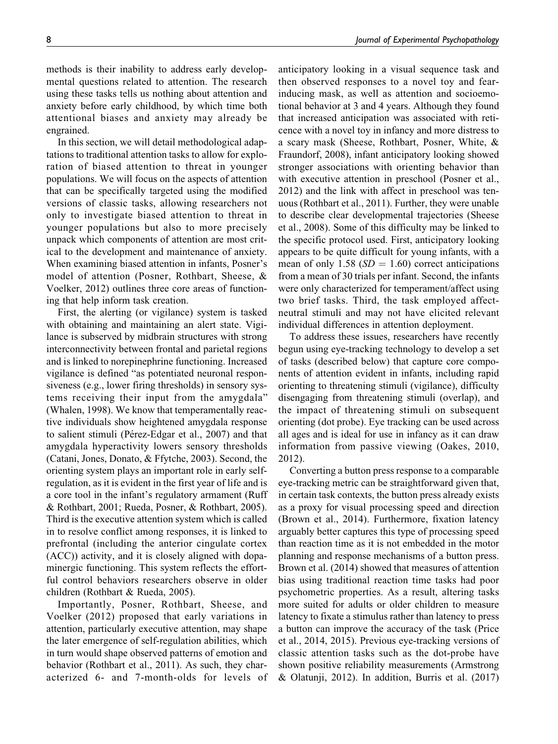methods is their inability to address early developmental questions related to attention. The research using these tasks tells us nothing about attention and anxiety before early childhood, by which time both attentional biases and anxiety may already be engrained.

In this section, we will detail methodological adaptations to traditional attention tasks to allow for exploration of biased attention to threat in younger populations. We will focus on the aspects of attention that can be specifically targeted using the modified versions of classic tasks, allowing researchers not only to investigate biased attention to threat in younger populations but also to more precisely unpack which components of attention are most critical to the development and maintenance of anxiety. When examining biased attention in infants, Posner's model of attention (Posner, Rothbart, Sheese, & Voelker, 2012) outlines three core areas of functioning that help inform task creation.

First, the alerting (or vigilance) system is tasked with obtaining and maintaining an alert state. Vigilance is subserved by midbrain structures with strong interconnectivity between frontal and parietal regions and is linked to norepinephrine functioning. Increased vigilance is defined "as potentiated neuronal responsiveness (e.g., lower firing thresholds) in sensory systems receiving their input from the amygdala" (Whalen, 1998). We know that temperamentally reactive individuals show heightened amygdala response to salient stimuli (Pérez-Edgar et al., 2007) and that amygdala hyperactivity lowers sensory thresholds (Catani, Jones, Donato, & Ffytche, 2003). Second, the orienting system plays an important role in early self-regulation, as it is evident in the first year of life and is a core tool in the infant's regulatory armament (Ruff & Rothbart, 2001; Rueda, Posner, & Rothbart, 2005). Third is the executive attention system which is called in to resolve conflict among responses, it is linked to prefrontal (including the anterior cingulate cortex (ACC)) activity, and it is closely aligned with dopaminergic functioning. This system reflects the effortful control behaviors researchers observe in older children (Rothbart & Rueda, 2005).

Importantly, Posner, Rothbart, Sheese, and Voelker (2012) proposed that early variations in attention, particularly executive attention, may shape the later emergence of self-regulation abilities, which in turn would shape observed patterns of emotion and behavior (Rothbart et al., 2011). As such, they characterized 6- and 7-month-olds for levels of anticipatory looking in a visual sequence task and then observed responses to a novel toy and fear-inducing mask, as well as attention and socioemotional behavior at 3 and 4 years. Although they found that increased anticipation was associated with reticence with a novel toy in infancy and more distress to a scary mask (Sheese, Rothbart, Posner, White, & Fraundorf, 2008), infant anticipatory looking showed stronger associations with orienting behavior than with executive attention in preschool (Posner et al., 2012) and the link with affect in preschool was tenuous (Rothbart et al., 2011). Further, they were unable to describe clear developmental trajectories (Sheese et al., 2008). Some of this difficulty may be linked to the specific protocol used. First, anticipatory looking appears to be quite difficult for young infants, with a mean of only 1.58 ($SD = 1.60$) correct anticipations from a mean of 30 trials per infant. Second, the infants were only characterized for temperament/affect using two brief tasks. Third, the task employed affect-neutral stimuli and may not have elicited relevant individual differences in attention deployment.

To address these issues, researchers have recently begun using eye-tracking technology to develop a set of tasks (described below) that capture core components of attention evident in infants, including rapid orienting to threatening stimuli (vigilance), difficulty disengaging from threatening stimuli (overlap), and the impact of threatening stimuli on subsequent orienting (dot probe). Eye tracking can be used across all ages and is ideal for use in infancy as it can draw information from passive viewing (Oakes, 2010, 2012).

Converting a button press response to a comparable eye-tracking metric can be straightforward given that, in certain task contexts, the button press already exists as a proxy for visual processing speed and direction (Brown et al., 2014). Furthermore, fixation latency arguably better captures this type of processing speed than reaction time as it is not embedded in the motor planning and response mechanisms of a button press. Brown et al. (2014) showed that measures of attention bias using traditional reaction time tasks had poor psychometric properties. As a result, altering tasks more suited for adults or older children to measure latency to fixate a stimulus rather than latency to press a button can improve the accuracy of the task (Price et al., 2014, 2015). Previous eye-tracking versions of classic attention tasks such as the dot-probe have shown positive reliability measurements (Armstrong & Olatunji, 2012). In addition, Burris et al. (2017)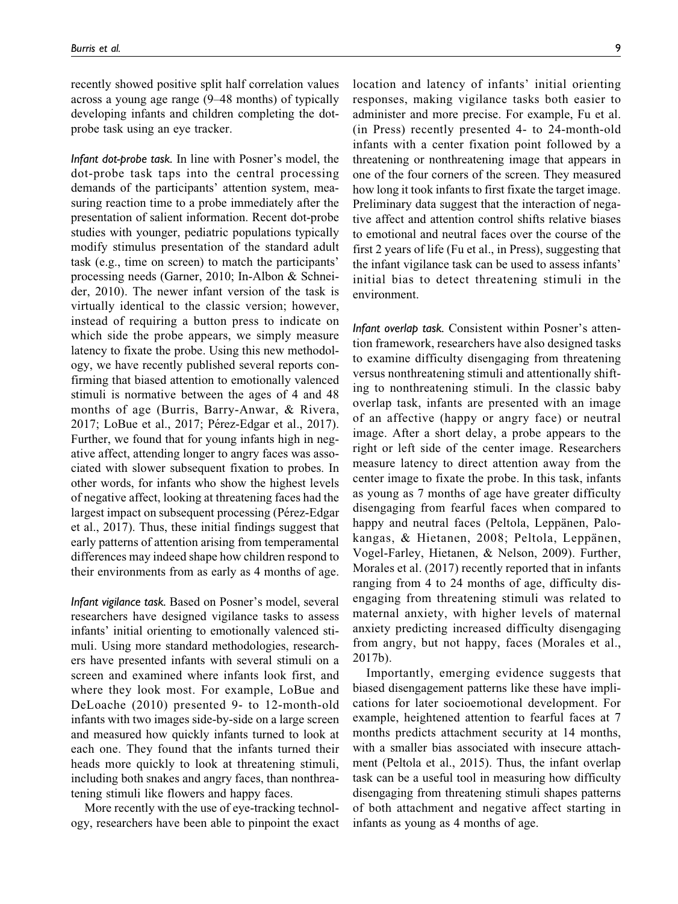recently showed positive split half correlation values across a young age range (9–48 months) of typically developing infants and children completing the dot-probe task using an eye tracker.

*Infant dot-probe task.* In line with Posner's model, the dot-probe task taps into the central processing demands of the participants' attention system, measuring reaction time to a probe immediately after the presentation of salient information. Recent dot-probe studies with younger, pediatric populations typically modify stimulus presentation of the standard adult task (e.g., time on screen) to match the participants' processing needs (Garner, 2010; In-Albon & Schneider, 2010). The newer infant version of the task is virtually identical to the classic version; however, instead of requiring a button press to indicate on which side the probe appears, we simply measure latency to fixate the probe. Using this new methodology, we have recently published several reports confirming that biased attention to emotionally valenced stimuli is normative between the ages of 4 and 48 months of age (Burris, Barry-Anwar, & Rivera, 2017; LoBue et al., 2017; Pérez-Edgar et al., 2017). Further, we found that for young infants high in negative affect, attending longer to angry faces was associated with slower subsequent fixation to probes. In other words, for infants who show the highest levels of negative affect, looking at threatening faces had the largest impact on subsequent processing (Pérez-Edgar et al., 2017). Thus, these initial findings suggest that early patterns of attention arising from temperamental differences may indeed shape how children respond to their environments from as early as 4 months of age.

*Infant vigilance task.* Based on Posner's model, several researchers have designed vigilance tasks to assess infants' initial orienting to emotionally valenced stimuli. Using more standard methodologies, researchers have presented infants with several stimuli on a screen and examined where infants look first, and where they look most. For example, LoBue and DeLoache (2010) presented 9- to 12-month-old infants with two images side-by-side on a large screen and measured how quickly infants turned to look at each one. They found that the infants turned their heads more quickly to look at threatening stimuli, including both snakes and angry faces, than nonthreatening stimuli like flowers and happy faces.

More recently with the use of eye-tracking technology, researchers have been able to pinpoint the exact location and latency of infants' initial orienting responses, making vigilance tasks both easier to administer and more precise. For example, Fu et al. (in Press) recently presented 4- to 24-month-old infants with a center fixation point followed by a threatening or nonthreatening image that appears in one of the four corners of the screen. They measured how long it took infants to first fixate the target image. Preliminary data suggest that the interaction of negative affect and attention control shifts relative biases to emotional and neutral faces over the course of the first 2 years of life (Fu et al., in Press), suggesting that the infant vigilance task can be used to assess infants' initial bias to detect threatening stimuli in the environment.

*Infant overlap task.* Consistent within Posner's attention framework, researchers have also designed tasks to examine difficulty disengaging from threatening versus nonthreatening stimuli and attentionally shifting to nonthreatening stimuli. In the classic baby overlap task, infants are presented with an image of an affective (happy or angry face) or neutral image. After a short delay, a probe appears to the right or left side of the center image. Researchers measure latency to direct attention away from the center image to fixate the probe. In this task, infants as young as 7 months of age have greater difficulty disengaging from fearful faces when compared to happy and neutral faces (Peltola, Leppänen, Palokangas, & Hietanen, 2008; Peltola, Leppänen, Vogel-Farley, Hietanen, & Nelson, 2009). Further, Morales et al. (2017) recently reported that in infants ranging from 4 to 24 months of age, difficulty disengaging from threatening stimuli was related to maternal anxiety, with higher levels of maternal anxiety predicting increased difficulty disengaging from angry, but not happy, faces (Morales et al., 2017b).

Importantly, emerging evidence suggests that biased disengagement patterns like these have implications for later socioemotional development. For example, heightened attention to fearful faces at 7 months predicts attachment security at 14 months, with a smaller bias associated with insecure attachment (Peltola et al., 2015). Thus, the infant overlap task can be a useful tool in measuring how difficulty disengaging from threatening stimuli shapes patterns of both attachment and negative affect starting in infants as young as 4 months of age.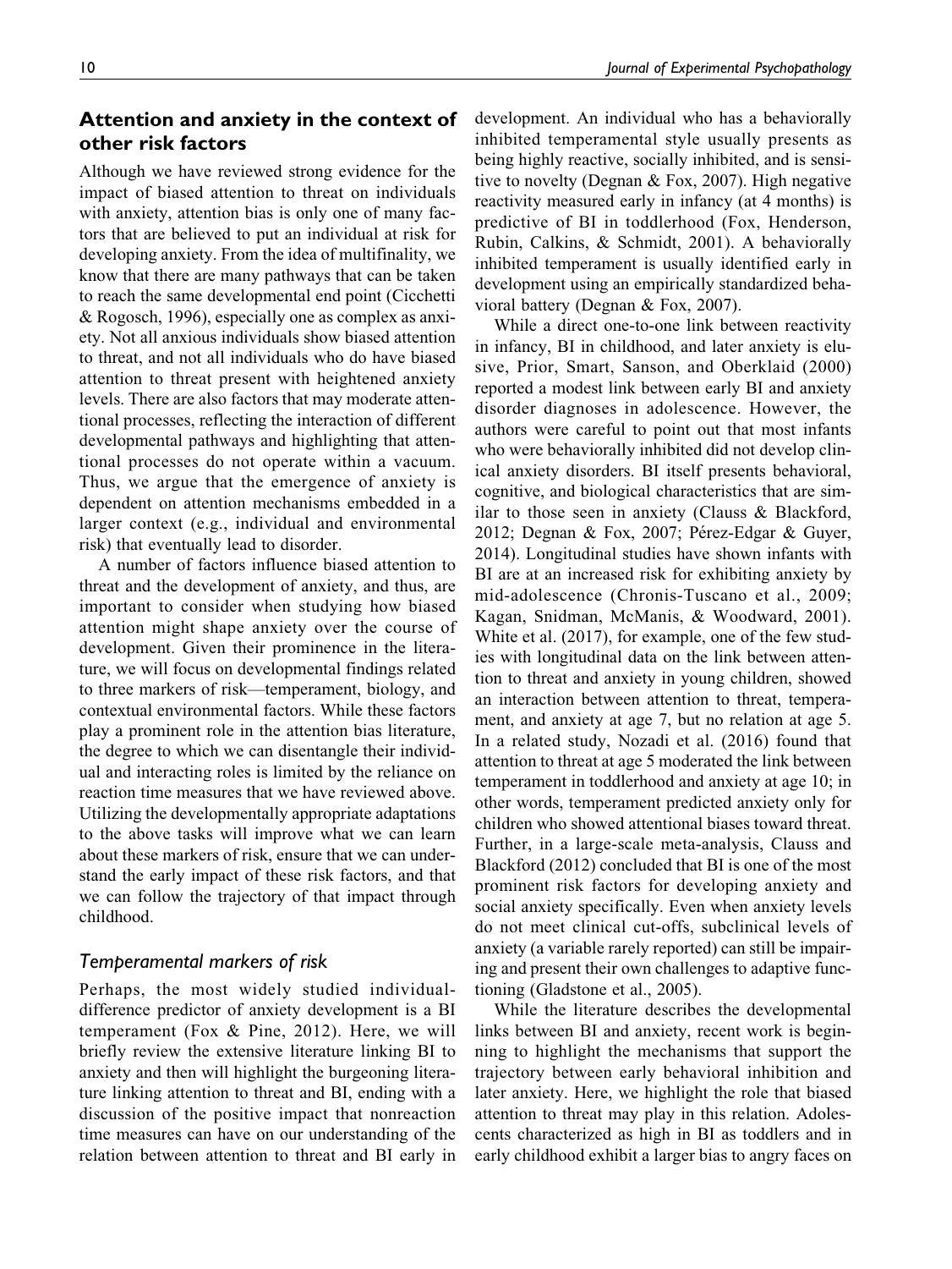## Attention and anxiety in the context of other risk factors

Although we have reviewed strong evidence for the impact of biased attention to threat on individuals with anxiety, attention bias is only one of many factors that are believed to put an individual at risk for developing anxiety. From the idea of multifinality, we know that there are many pathways that can be taken to reach the same developmental end point (Cicchetti & Rogosch, 1996), especially one as complex as anxiety. Not all anxious individuals show biased attention to threat, and not all individuals who do have biased attention to threat present with heightened anxiety levels. There are also factors that may moderate attentional processes, reflecting the interaction of different developmental pathways and highlighting that attentional processes do not operate within a vacuum. Thus, we argue that the emergence of anxiety is dependent on attention mechanisms embedded in a larger context (e.g., individual and environmental risk) that eventually lead to disorder.

A number of factors influence biased attention to threat and the development of anxiety, and thus, are important to consider when studying how biased attention might shape anxiety over the course of development. Given their prominence in the literature, we will focus on developmental findings related to three markers of risk—temperament, biology, and contextual environmental factors. While these factors play a prominent role in the attention bias literature, the degree to which we can disentangle their individual and interacting roles is limited by the reliance on reaction time measures that we have reviewed above. Utilizing the developmentally appropriate adaptations to the above tasks will improve what we can learn about these markers of risk, ensure that we can understand the early impact of these risk factors, and that we can follow the trajectory of that impact through childhood.

### *Temperamental markers of risk*

Perhaps, the most widely studied individual-difference predictor of anxiety development is a BI temperament (Fox & Pine, 2012). Here, we will briefly review the extensive literature linking BI to anxiety and then will highlight the burgeoning literature linking attention to threat and BI, ending with a discussion of the positive impact that nonreaction time measures can have on our understanding of the relation between attention to threat and BI early in development. An individual who has a behaviorally inhibited temperamental style usually presents as being highly reactive, socially inhibited, and is sensitive to novelty (Degnan & Fox, 2007). High negative reactivity measured early in infancy (at 4 months) is predictive of BI in toddlerhood (Fox, Henderson, Rubin, Calkins, & Schmidt, 2001). A behaviorally inhibited temperament is usually identified early in development using an empirically standardized behavioral battery (Degnan & Fox, 2007).

While a direct one-to-one link between reactivity in infancy, BI in childhood, and later anxiety is elusive, Prior, Smart, Sanson, and Oberklaid (2000) reported a modest link between early BI and anxiety disorder diagnoses in adolescence. However, the authors were careful to point out that most infants who were behaviorally inhibited did not develop clinical anxiety disorders. BI itself presents behavioral, cognitive, and biological characteristics that are similar to those seen in anxiety (Clauss & Blackford, 2012; Degnan & Fox, 2007; Pérez-Edgar & Guyer, 2014). Longitudinal studies have shown infants with BI are at an increased risk for exhibiting anxiety by mid-adolescence (Chronis-Tuscano et al., 2009; Kagan, Snidman, McManis, & Woodward, 2001). White et al. (2017), for example, one of the few studies with longitudinal data on the link between attention to threat and anxiety in young children, showed an interaction between attention to threat, temperament, and anxiety at age 7, but no relation at age 5. In a related study, Nozadi et al. (2016) found that attention to threat at age 5 moderated the link between temperament in toddlerhood and anxiety at age 10; in other words, temperament predicted anxiety only for children who showed attentional biases toward threat. Further, in a large-scale meta-analysis, Clauss and Blackford (2012) concluded that BI is one of the most prominent risk factors for developing anxiety and social anxiety specifically. Even when anxiety levels do not meet clinical cut-offs, subclinical levels of anxiety (a variable rarely reported) can still be impairing and present their own challenges to adaptive functioning (Gladstone et al., 2005).

While the literature describes the developmental links between BI and anxiety, recent work is beginning to highlight the mechanisms that support the trajectory between early behavioral inhibition and later anxiety. Here, we highlight the role that biased attention to threat may play in this relation. Adolescents characterized as high in BI as toddlers and in early childhood exhibit a larger bias to angry faces on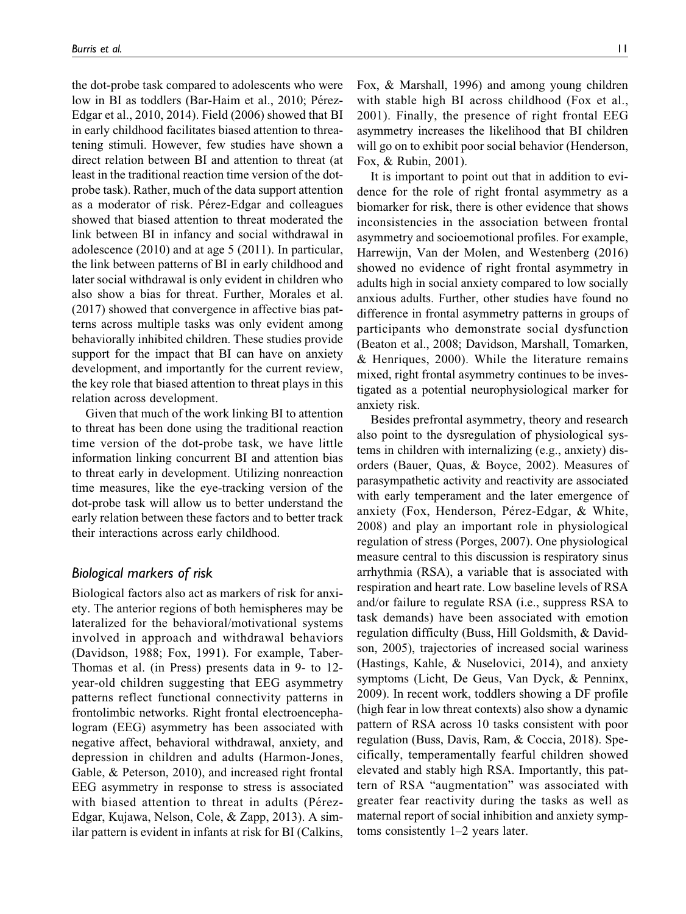the dot-probe task compared to adolescents who were low in BI as toddlers (Bar-Haim et al., 2010; Pérez-Edgar et al., 2010, 2014). Field (2006) showed that BI in early childhood facilitates biased attention to threatening stimuli. However, few studies have shown a direct relation between BI and attention to threat (at least in the traditional reaction time version of the dot-probe task). Rather, much of the data support attention as a moderator of risk. Pérez-Edgar and colleagues showed that biased attention to threat moderated the link between BI in infancy and social withdrawal in adolescence (2010) and at age 5 (2011). In particular, the link between patterns of BI in early childhood and later social withdrawal is only evident in children who also show a bias for threat. Further, Morales et al. (2017) showed that convergence in affective bias patterns across multiple tasks was only evident among behaviorally inhibited children. These studies provide support for the impact that BI can have on anxiety development, and importantly for the current review, the key role that biased attention to threat plays in this relation across development.

Given that much of the work linking BI to attention to threat has been done using the traditional reaction time version of the dot-probe task, we have little information linking concurrent BI and attention bias to threat early in development. Utilizing nonreaction time measures, like the eye-tracking version of the dot-probe task will allow us to better understand the early relation between these factors and to better track their interactions across early childhood.

### *Biological markers of risk*

Biological factors also act as markers of risk for anxiety. The anterior regions of both hemispheres may be lateralized for the behavioral/motivational systems involved in approach and withdrawal behaviors (Davidson, 1988; Fox, 1991). For example, Taber-Thomas et al. (in Press) presents data in 9- to 12-year-old children suggesting that EEG asymmetry patterns reflect functional connectivity patterns in frontolimbic networks. Right frontal electroencephalogram (EEG) asymmetry has been associated with negative affect, behavioral withdrawal, anxiety, and depression in children and adults (Harmon-Jones, Gable, & Peterson, 2010), and increased right frontal EEG asymmetry in response to stress is associated with biased attention to threat in adults (Pérez-Edgar, Kujawa, Nelson, Cole, & Zapp, 2013). A similar pattern is evident in infants at risk for BI (Calkins, Fox, & Marshall, 1996) and among young children with stable high BI across childhood (Fox et al., 2001). Finally, the presence of right frontal EEG asymmetry increases the likelihood that BI children will go on to exhibit poor social behavior (Henderson, Fox, & Rubin, 2001).

It is important to point out that in addition to evidence for the role of right frontal asymmetry as a biomarker for risk, there is other evidence that shows inconsistencies in the association between frontal asymmetry and socioemotional profiles. For example, Harrewijn, Van der Molen, and Westenberg (2016) showed no evidence of right frontal asymmetry in adults high in social anxiety compared to low socially anxious adults. Further, other studies have found no difference in frontal asymmetry patterns in groups of participants who demonstrate social dysfunction (Beaton et al., 2008; Davidson, Marshall, Tomarken, & Henriques, 2000). While the literature remains mixed, right frontal asymmetry continues to be investigated as a potential neurophysiological marker for anxiety risk.

Besides prefrontal asymmetry, theory and research also point to the dysregulation of physiological systems in children with internalizing (e.g., anxiety) disorders (Bauer, Quas, & Boyce, 2002). Measures of parasympathetic activity and reactivity are associated with early temperament and the later emergence of anxiety (Fox, Henderson, Pérez-Edgar, & White, 2008) and play an important role in physiological regulation of stress (Porges, 2007). One physiological measure central to this discussion is respiratory sinus arrhythmia (RSA), a variable that is associated with respiration and heart rate. Low baseline levels of RSA and/or failure to regulate RSA (i.e., suppress RSA to task demands) have been associated with emotion regulation difficulty (Buss, Hill Goldsmith, & Davidson, 2005), trajectories of increased social wariness (Hastings, Kahle, & Nuselovici, 2014), and anxiety symptoms (Licht, De Geus, Van Dyck, & Penninx, 2009). In recent work, toddlers showing a DF profile (high fear in low threat contexts) also show a dynamic pattern of RSA across 10 tasks consistent with poor regulation (Buss, Davis, Ram, & Coccia, 2018). Specifically, temperamentally fearful children showed elevated and stably high RSA. Importantly, this pattern of RSA "augmentation" was associated with greater fear reactivity during the tasks as well as maternal report of social inhibition and anxiety symptoms consistently 1–2 years later.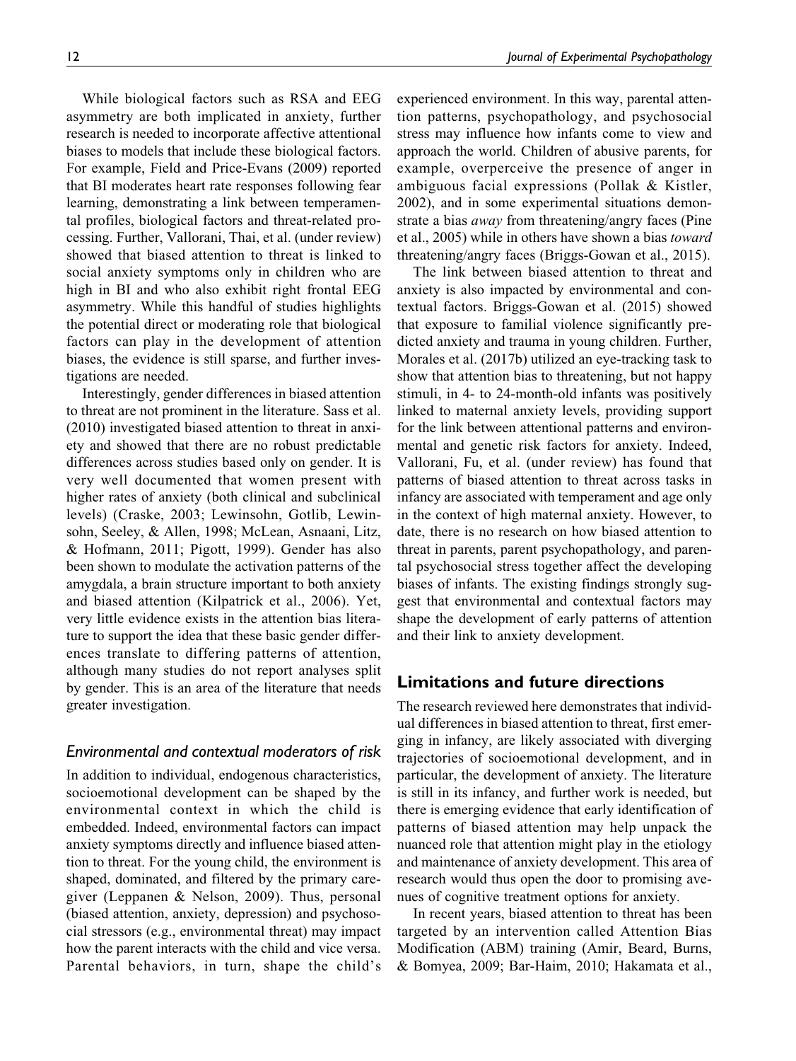While biological factors such as RSA and EEG asymmetry are both implicated in anxiety, further research is needed to incorporate affective attentional biases to models that include these biological factors. For example, Field and Price-Evans (2009) reported that BI moderates heart rate responses following fear learning, demonstrating a link between temperamental profiles, biological factors and threat-related processing. Further, Vallorani, Thai, et al. (under review) showed that biased attention to threat is linked to social anxiety symptoms only in children who are high in BI and who also exhibit right frontal EEG asymmetry. While this handful of studies highlights the potential direct or moderating role that biological factors can play in the development of attention biases, the evidence is still sparse, and further investigations are needed.

Interestingly, gender differences in biased attention to threat are not prominent in the literature. Sass et al. (2010) investigated biased attention to threat in anxiety and showed that there are no robust predictable differences across studies based only on gender. It is very well documented that women present with higher rates of anxiety (both clinical and subclinical levels) (Craske, 2003; Lewinsohn, Gotlib, Lewinsohn, Seeley, & Allen, 1998; McLean, Asnaani, Litz, & Hofmann, 2011; Pigott, 1999). Gender has also been shown to modulate the activation patterns of the amygdala, a brain structure important to both anxiety and biased attention (Kilpatrick et al., 2006). Yet, very little evidence exists in the attention bias literature to support the idea that these basic gender differences translate to differing patterns of attention, although many studies do not report analyses split by gender. This is an area of the literature that needs greater investigation.

### *Environmental and contextual moderators of risk*

In addition to individual, endogenous characteristics, socioemotional development can be shaped by the environmental context in which the child is embedded. Indeed, environmental factors can impact anxiety symptoms directly and influence biased attention to threat. For the young child, the environment is shaped, dominated, and filtered by the primary caregiver (Leppanen & Nelson, 2009). Thus, personal (biased attention, anxiety, depression) and psychosocial stressors (e.g., environmental threat) may impact how the parent interacts with the child and vice versa. Parental behaviors, in turn, shape the child's experienced environment. In this way, parental attention patterns, psychopathology, and psychosocial stress may influence how infants come to view and approach the world. Children of abusive parents, for example, overperceive the presence of anger in ambiguous facial expressions (Pollak & Kistler, 2002), and in some experimental situations demonstrate a bias *away* from threatening/angry faces (Pine et al., 2005) while in others have shown a bias *toward* threatening/angry faces (Briggs-Gowan et al., 2015).

The link between biased attention to threat and anxiety is also impacted by environmental and contextual factors. Briggs-Gowan et al. (2015) showed that exposure to familial violence significantly predicted anxiety and trauma in young children. Further, Morales et al. (2017b) utilized an eye-tracking task to show that attention bias to threatening, but not happy stimuli, in 4- to 24-month-old infants was positively linked to maternal anxiety levels, providing support for the link between attentional patterns and environmental and genetic risk factors for anxiety. Indeed, Vallorani, Fu, et al. (under review) has found that patterns of biased attention to threat across tasks in infancy are associated with temperament and age only in the context of high maternal anxiety. However, to date, there is no research on how biased attention to threat in parents, parent psychopathology, and parental psychosocial stress together affect the developing biases of infants. The existing findings strongly suggest that environmental and contextual factors may shape the development of early patterns of attention and their link to anxiety development.

## Limitations and future directions

The research reviewed here demonstrates that individual differences in biased attention to threat, first emerging in infancy, are likely associated with diverging trajectories of socioemotional development, and in particular, the development of anxiety. The literature is still in its infancy, and further work is needed, but there is emerging evidence that early identification of patterns of biased attention may help unpack the nuanced role that attention might play in the etiology and maintenance of anxiety development. This area of research would thus open the door to promising avenues of cognitive treatment options for anxiety.

In recent years, biased attention to threat has been targeted by an intervention called Attention Bias Modification (ABM) training (Amir, Beard, Burns, & Bomyea, 2009; Bar-Haim, 2010; Hakamata et al.,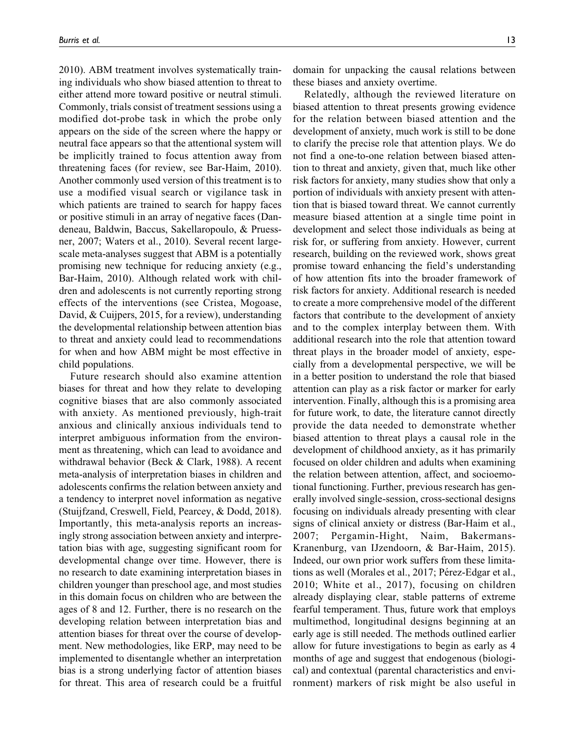2010). ABM treatment involves systematically training individuals who show biased attention to threat to either attend more toward positive or neutral stimuli. Commonly, trials consist of treatment sessions using a modified dot-probe task in which the probe only appears on the side of the screen where the happy or neutral face appears so that the attentional system will be implicitly trained to focus attention away from threatening faces (for review, see Bar-Haim, 2010). Another commonly used version of this treatment is to use a modified visual search or vigilance task in which patients are trained to search for happy faces or positive stimuli in an array of negative faces (Dandeneau, Baldwin, Baccus, Sakellaropoulo, & Pruessner, 2007; Waters et al., 2010). Several recent large-scale meta-analyses suggest that ABM is a potentially promising new technique for reducing anxiety (e.g., Bar-Haim, 2010). Although related work with children and adolescents is not currently reporting strong effects of the interventions (see Cristea, Mogoase, David, & Cuijpers, 2015, for a review), understanding the developmental relationship between attention bias to threat and anxiety could lead to recommendations for when and how ABM might be most effective in child populations.

Future research should also examine attention biases for threat and how they relate to developing cognitive biases that are also commonly associated with anxiety. As mentioned previously, high-trait anxious and clinically anxious individuals tend to interpret ambiguous information from the environment as threatening, which can lead to avoidance and withdrawal behavior (Beck & Clark, 1988). A recent meta-analysis of interpretation biases in children and adolescents confirms the relation between anxiety and a tendency to interpret novel information as negative (Stuijfzand, Creswell, Field, Pearcey, & Dodd, 2018). Importantly, this meta-analysis reports an increasingly strong association between anxiety and interpretation bias with age, suggesting significant room for developmental change over time. However, there is no research to date examining interpretation biases in children younger than preschool age, and most studies in this domain focus on children who are between the ages of 8 and 12. Further, there is no research on the developing relation between interpretation bias and attention biases for threat over the course of development. New methodologies, like ERP, may need to be implemented to disentangle whether an interpretation bias is a strong underlying factor of attention biases for threat. This area of research could be a fruitful domain for unpacking the causal relations between these biases and anxiety overtime.

Relatedly, although the reviewed literature on biased attention to threat presents growing evidence for the relation between biased attention and the development of anxiety, much work is still to be done to clarify the precise role that attention plays. We do not find a one-to-one relation between biased attention to threat and anxiety, given that, much like other risk factors for anxiety, many studies show that only a portion of individuals with anxiety present with attention that is biased toward threat. We cannot currently measure biased attention at a single time point in development and select those individuals as being at risk for, or suffering from anxiety. However, current research, building on the reviewed work, shows great promise toward enhancing the field's understanding of how attention fits into the broader framework of risk factors for anxiety. Additional research is needed to create a more comprehensive model of the different factors that contribute to the development of anxiety and to the complex interplay between them. With additional research into the role that attention toward threat plays in the broader model of anxiety, especially from a developmental perspective, we will be in a better position to understand the role that biased attention can play as a risk factor or marker for early intervention. Finally, although this is a promising area for future work, to date, the literature cannot directly provide the data needed to demonstrate whether biased attention to threat plays a causal role in the development of childhood anxiety, as it has primarily focused on older children and adults when examining the relation between attention, affect, and socioemotional functioning. Further, previous research has generally involved single-session, cross-sectional designs focusing on individuals already presenting with clear signs of clinical anxiety or distress (Bar-Haim et al., 2007; Pergamin-Hight, Naim, Bakermans-Kranenburg, van IJzendoorn, & Bar-Haim, 2015). Indeed, our own prior work suffers from these limitations as well (Morales et al., 2017; Pérez-Edgar et al., 2010; White et al., 2017), focusing on children already displaying clear, stable patterns of extreme fearful temperament. Thus, future work that employs multimethod, longitudinal designs beginning at an early age is still needed. The methods outlined earlier allow for future investigations to begin as early as 4 months of age and suggest that endogenous (biological) and contextual (parental characteristics and environment) markers of risk might be also useful in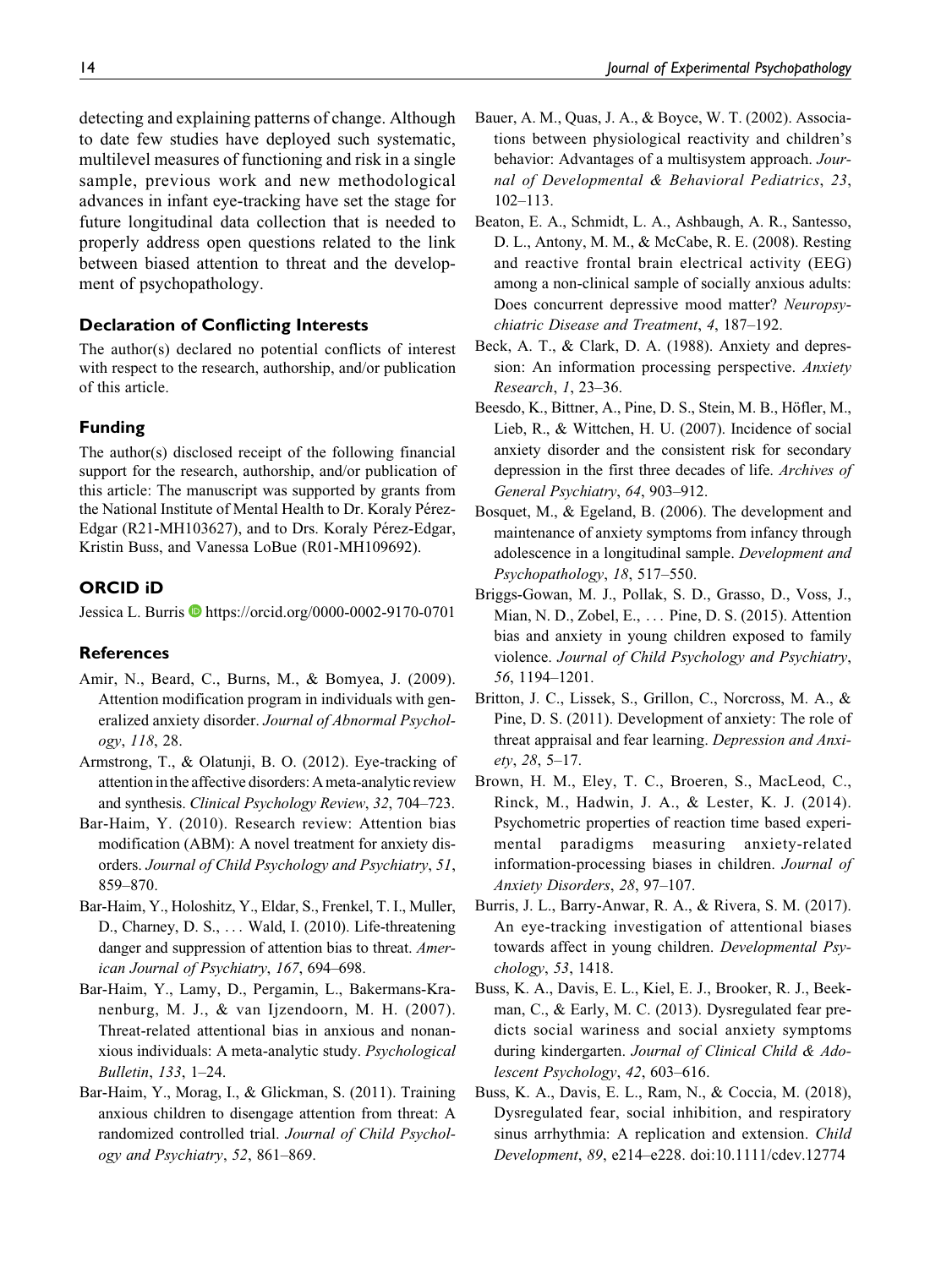detecting and explaining patterns of change. Although to date few studies have deployed such systematic, multilevel measures of functioning and risk in a single sample, previous work and new methodological advances in infant eye-tracking have set the stage for future longitudinal data collection that is needed to properly address open questions related to the link between biased attention to threat and the development of psychopathology.

### Declaration of Conflicting Interests

The author(s) declared no potential conflicts of interest with respect to the research, authorship, and/or publication of this article.

### Funding

The author(s) disclosed receipt of the following financial support for the research, authorship, and/or publication of this article: The manuscript was supported by grants from the National Institute of Mental Health to Dr. Koraly Pérez-Edgar (R21-MH103627), and to Drs. Koraly Pérez-Edgar, Kristin Buss, and Vanessa LoBue (R01-MH109692).

### ORCID iD

Jessica L. Burris https://orcid.org/0000-0002-9170-0701

### References

Amir, N., Beard, C., Burns, M., & Bomyea, J. (2009). Attention modification program in individuals with generalized anxiety disorder. *Journal of Abnormal Psychology*, *118*, 28.

Armstrong, T., & Olatunji, B. O. (2012). Eye-tracking of attention in the affective disorders: A meta-analytic review and synthesis. *Clinical Psychology Review*, *32*, 704–723.

Bar-Haim, Y. (2010). Research review: Attention bias modification (ABM): A novel treatment for anxiety disorders. *Journal of Child Psychology and Psychiatry*, *51*, 859–870.

Bar-Haim, Y., Holoshitz, Y., Eldar, S., Frenkel, T. I., Muller, D., Charney, D. S., … Wald, I. (2010). Life-threatening danger and suppression of attention bias to threat. *American Journal of Psychiatry*, *167*, 694–698.

Bar-Haim, Y., Lamy, D., Pergamin, L., Bakermans-Kranenburg, M. J., & van Ijzendoorn, M. H. (2007). Threat-related attentional bias in anxious and nonanxious individuals: A meta-analytic study. *Psychological Bulletin*, *133*, 1–24.

Bar-Haim, Y., Morag, I., & Glickman, S. (2011). Training anxious children to disengage attention from threat: A randomized controlled trial. *Journal of Child Psychology and Psychiatry*, *52*, 861–869.

Bauer, A. M., Quas, J. A., & Boyce, W. T. (2002). Associations between physiological reactivity and children's behavior: Advantages of a multisystem approach. *Journal of Developmental & Behavioral Pediatrics*, *23*, 102–113.

Beaton, E. A., Schmidt, L. A., Ashbaugh, A. R., Santesso, D. L., Antony, M. M., & McCabe, R. E. (2008). Resting and reactive frontal brain electrical activity (EEG) among a non-clinical sample of socially anxious adults: Does concurrent depressive mood matter? *Neuropsychiatric Disease and Treatment*, *4*, 187–192.

Beck, A. T., & Clark, D. A. (1988). Anxiety and depression: An information processing perspective. *Anxiety Research*, *1*, 23–36.

Beesdo, K., Bittner, A., Pine, D. S., Stein, M. B., Höfler, M., Lieb, R., & Wittchen, H. U. (2007). Incidence of social anxiety disorder and the consistent risk for secondary depression in the first three decades of life. *Archives of General Psychiatry*, *64*, 903–912.

Bosquet, M., & Egeland, B. (2006). The development and maintenance of anxiety symptoms from infancy through adolescence in a longitudinal sample. *Development and Psychopathology*, *18*, 517–550.

Briggs-Gowan, M. J., Pollak, S. D., Grasso, D., Voss, J., Mian, N. D., Zobel, E., … Pine, D. S. (2015). Attention bias and anxiety in young children exposed to family violence. *Journal of Child Psychology and Psychiatry*, *56*, 1194–1201.

Britton, J. C., Lissek, S., Grillon, C., Norcross, M. A., & Pine, D. S. (2011). Development of anxiety: The role of threat appraisal and fear learning. *Depression and Anxiety*, *28*, 5–17.

Brown, H. M., Eley, T. C., Broeren, S., MacLeod, C., Rinck, M., Hadwin, J. A., & Lester, K. J. (2014). Psychometric properties of reaction time based experimental paradigms measuring anxiety-related information-processing biases in children. *Journal of Anxiety Disorders*, *28*, 97–107.

Burris, J. L., Barry-Anwar, R. A., & Rivera, S. M. (2017). An eye-tracking investigation of attentional biases towards affect in young children. *Developmental Psychology*, *53*, 1418.

Buss, K. A., Davis, E. L., Kiel, E. J., Brooker, R. J., Beekman, C., & Early, M. C. (2013). Dysregulated fear predicts social wariness and social anxiety symptoms during kindergarten. *Journal of Clinical Child & Adolescent Psychology*, *42*, 603–616.

Buss, K. A., Davis, E. L., Ram, N., & Coccia, M. (2018), Dysregulated fear, social inhibition, and respiratory sinus arrhythmia: A replication and extension. *Child Development*, *89*, e214–e228. doi:10.1111/cdev.12774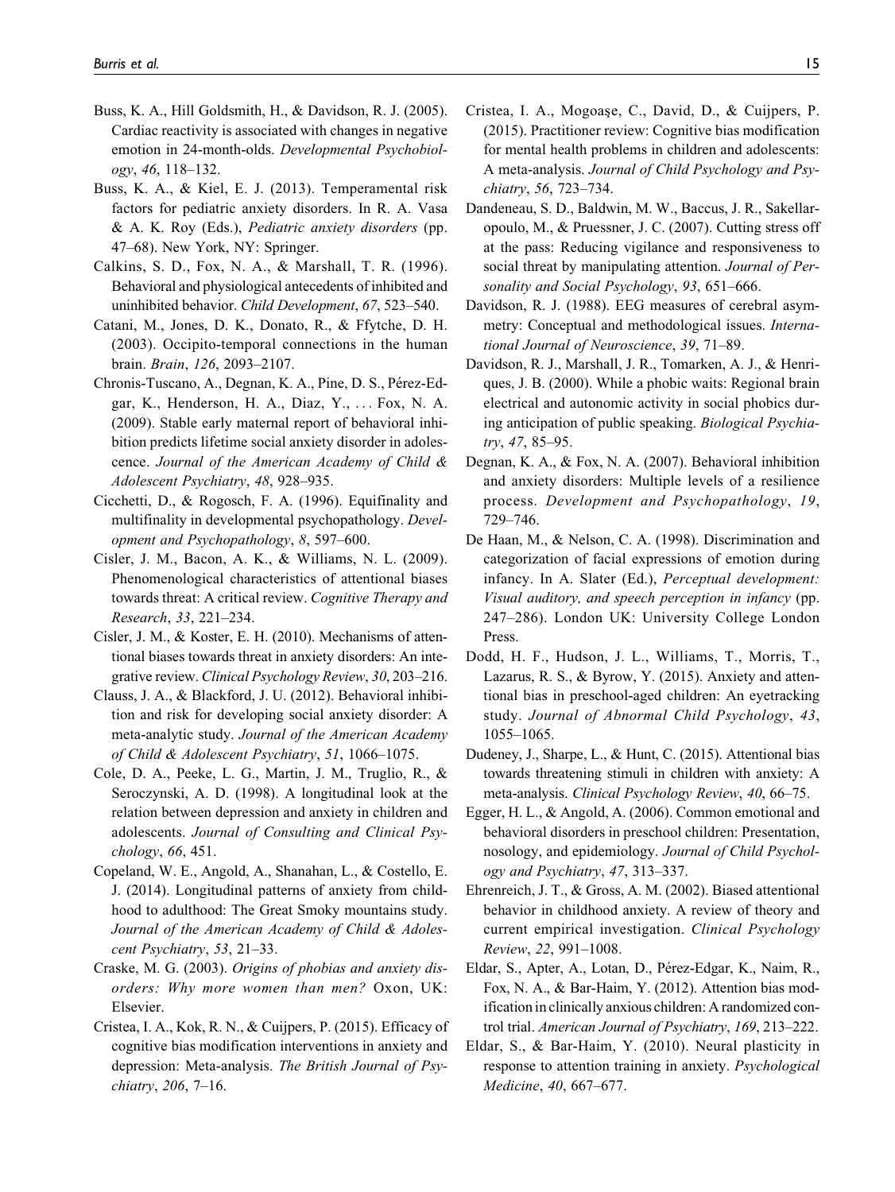Buss, K. A., Hill Goldsmith, H., & Davidson, R. J. (2005). Cardiac reactivity is associated with changes in negative emotion in 24-month-olds. *Developmental Psychobiology*, *46*, 118–132.

Buss, K. A., & Kiel, E. J. (2013). Temperamental risk factors for pediatric anxiety disorders. In R. A. Vasa & A. K. Roy (Eds.), *Pediatric anxiety disorders* (pp. 47–68). New York, NY: Springer.

Calkins, S. D., Fox, N. A., & Marshall, T. R. (1996). Behavioral and physiological antecedents of inhibited and uninhibited behavior. *Child Development*, *67*, 523–540.

Catani, M., Jones, D. K., Donato, R., & Ffytche, D. H. (2003). Occipito-temporal connections in the human brain. *Brain*, *126*, 2093–2107.

Chronis-Tuscano, A., Degnan, K. A., Pine, D. S., Pérez-Edgar, K., Henderson, H. A., Diaz, Y., . . . Fox, N. A. (2009). Stable early maternal report of behavioral inhibition predicts lifetime social anxiety disorder in adolescence. *Journal of the American Academy of Child & Adolescent Psychiatry*, *48*, 928–935.

Cicchetti, D., & Rogosch, F. A. (1996). Equifinality and multifinality in developmental psychopathology. *Development and Psychopathology*, *8*, 597–600.

Cisler, J. M., Bacon, A. K., & Williams, N. L. (2009). Phenomenological characteristics of attentional biases towards threat: A critical review. *Cognitive Therapy and Research*, *33*, 221–234.

Cisler, J. M., & Koster, E. H. (2010). Mechanisms of attentional biases towards threat in anxiety disorders: An integrative review. *Clinical Psychology Review*, *30*, 203–216.

Clauss, J. A., & Blackford, J. U. (2012). Behavioral inhibition and risk for developing social anxiety disorder: A meta-analytic study. *Journal of the American Academy of Child & Adolescent Psychiatry*, *51*, 1066–1075.

Cole, D. A., Peeke, L. G., Martin, J. M., Truglio, R., & Seroczynski, A. D. (1998). A longitudinal look at the relation between depression and anxiety in children and adolescents. *Journal of Consulting and Clinical Psychology*, *66*, 451.

Copeland, W. E., Angold, A., Shanahan, L., & Costello, E. J. (2014). Longitudinal patterns of anxiety from childhood to adulthood: The Great Smoky mountains study. *Journal of the American Academy of Child & Adolescent Psychiatry*, *53*, 21–33.

Craske, M. G. (2003). *Origins of phobias and anxiety disorders: Why more women than men?* Oxon, UK: Elsevier.

Cristea, I. A., Kok, R. N., & Cuijpers, P. (2015). Efficacy of cognitive bias modification interventions in anxiety and depression: Meta-analysis. *The British Journal of Psychiatry*, *206*, 7–16.

Cristea, I. A., Mogoaşe, C., David, D., & Cuijpers, P. (2015). Practitioner review: Cognitive bias modification for mental health problems in children and adolescents: A meta-analysis. *Journal of Child Psychology and Psychiatry*, *56*, 723–734.

Dandeneau, S. D., Baldwin, M. W., Baccus, J. R., Sakellaropoulo, M., & Pruessner, J. C. (2007). Cutting stress off at the pass: Reducing vigilance and responsiveness to social threat by manipulating attention. *Journal of Personality and Social Psychology*, *93*, 651–666.

Davidson, R. J. (1988). EEG measures of cerebral asymmetry: Conceptual and methodological issues. *International Journal of Neuroscience*, *39*, 71–89.

Davidson, R. J., Marshall, J. R., Tomarken, A. J., & Henriques, J. B. (2000). While a phobic waits: Regional brain electrical and autonomic activity in social phobics during anticipation of public speaking. *Biological Psychiatry*, *47*, 85–95.

Degnan, K. A., & Fox, N. A. (2007). Behavioral inhibition and anxiety disorders: Multiple levels of a resilience process. *Development and Psychopathology*, *19*, 729–746.

De Haan, M., & Nelson, C. A. (1998). Discrimination and categorization of facial expressions of emotion during infancy. In A. Slater (Ed.), *Perceptual development: Visual auditory, and speech perception in infancy* (pp. 247–286). London UK: University College London Press.

Dodd, H. F., Hudson, J. L., Williams, T., Morris, T., Lazarus, R. S., & Byrow, Y. (2015). Anxiety and attentional bias in preschool-aged children: An eyetracking study. *Journal of Abnormal Child Psychology*, *43*, 1055–1065.

Dudeney, J., Sharpe, L., & Hunt, C. (2015). Attentional bias towards threatening stimuli in children with anxiety: A meta-analysis. *Clinical Psychology Review*, *40*, 66–75.

Egger, H. L., & Angold, A. (2006). Common emotional and behavioral disorders in preschool children: Presentation, nosology, and epidemiology. *Journal of Child Psychology and Psychiatry*, *47*, 313–337.

Ehrenreich, J. T., & Gross, A. M. (2002). Biased attentional behavior in childhood anxiety. A review of theory and current empirical investigation. *Clinical Psychology Review*, *22*, 991–1008.

Eldar, S., Apter, A., Lotan, D., Pérez-Edgar, K., Naim, R., Fox, N. A., & Bar-Haim, Y. (2012). Attention bias modification in clinically anxious children: A randomized control trial. *American Journal of Psychiatry*, *169*, 213–222.

Eldar, S., & Bar-Haim, Y. (2010). Neural plasticity in response to attention training in anxiety. *Psychological Medicine*, *40*, 667–677.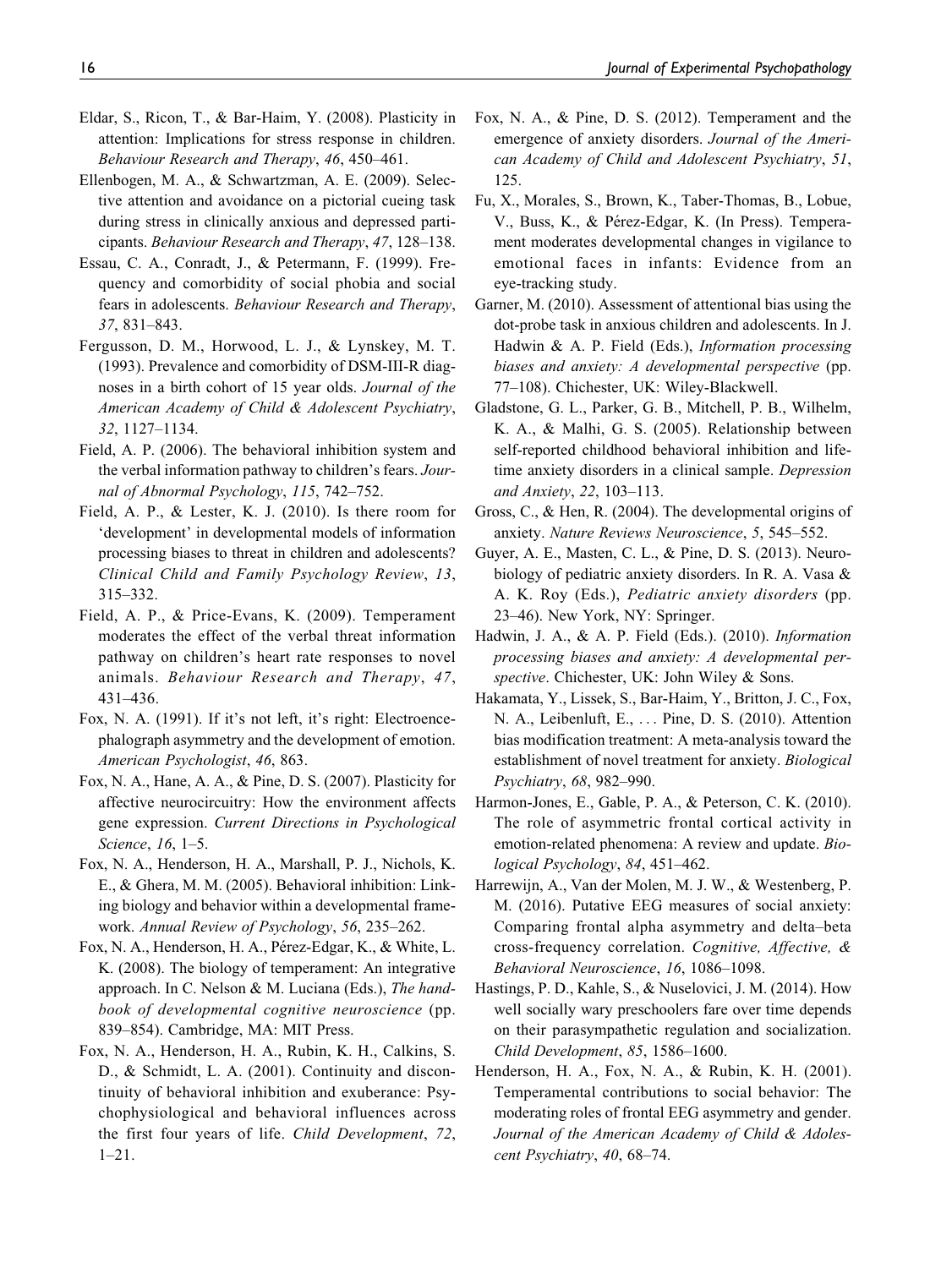Eldar, S., Ricon, T., & Bar-Haim, Y. (2008). Plasticity in attention: Implications for stress response in children. *Behaviour Research and Therapy*, *46*, 450–461.

Ellenbogen, M. A., & Schwartzman, A. E. (2009). Selective attention and avoidance on a pictorial cueing task during stress in clinically anxious and depressed participants. *Behaviour Research and Therapy*, *47*, 128–138.

Essau, C. A., Conradt, J., & Petermann, F. (1999). Frequency and comorbidity of social phobia and social fears in adolescents. *Behaviour Research and Therapy*, *37*, 831–843.

Fergusson, D. M., Horwood, L. J., & Lynskey, M. T. (1993). Prevalence and comorbidity of DSM-III-R diagnoses in a birth cohort of 15 year olds. *Journal of the American Academy of Child & Adolescent Psychiatry*, *32*, 1127–1134.

Field, A. P. (2006). The behavioral inhibition system and the verbal information pathway to children's fears. *Journal of Abnormal Psychology*, *115*, 742–752.

Field, A. P., & Lester, K. J. (2010). Is there room for 'development' in developmental models of information processing biases to threat in children and adolescents? *Clinical Child and Family Psychology Review*, *13*, 315–332.

Field, A. P., & Price-Evans, K. (2009). Temperament moderates the effect of the verbal threat information pathway on children's heart rate responses to novel animals. *Behaviour Research and Therapy*, *47*, 431–436.

Fox, N. A. (1991). If it's not left, it's right: Electroencephalograph asymmetry and the development of emotion. *American Psychologist*, *46*, 863.

Fox, N. A., Hane, A. A., & Pine, D. S. (2007). Plasticity for affective neurocircuitry: How the environment affects gene expression. *Current Directions in Psychological Science*, *16*, 1–5.

Fox, N. A., Henderson, H. A., Marshall, P. J., Nichols, K. E., & Ghera, M. M. (2005). Behavioral inhibition: Linking biology and behavior within a developmental framework. *Annual Review of Psychology*, *56*, 235–262.

Fox, N. A., Henderson, H. A., Pérez-Edgar, K., & White, L. K. (2008). The biology of temperament: An integrative approach. In C. Nelson & M. Luciana (Eds.), *The handbook of developmental cognitive neuroscience* (pp. 839–854). Cambridge, MA: MIT Press.

Fox, N. A., Henderson, H. A., Rubin, K. H., Calkins, S. D., & Schmidt, L. A. (2001). Continuity and discontinuity of behavioral inhibition and exuberance: Psychophysiological and behavioral influences across the first four years of life. *Child Development*, *72*, 1–21.

Fox, N. A., & Pine, D. S. (2012). Temperament and the emergence of anxiety disorders. *Journal of the American Academy of Child and Adolescent Psychiatry*, *51*, 125.

Fu, X., Morales, S., Brown, K., Taber-Thomas, B., Lobue, V., Buss, K., & Pérez-Edgar, K. (In Press). Temperament moderates developmental changes in vigilance to emotional faces in infants: Evidence from an eye-tracking study.

Garner, M. (2010). Assessment of attentional bias using the dot-probe task in anxious children and adolescents. In J. Hadwin & A. P. Field (Eds.), *Information processing biases and anxiety: A developmental perspective* (pp. 77–108). Chichester, UK: Wiley-Blackwell.

Gladstone, G. L., Parker, G. B., Mitchell, P. B., Wilhelm, K. A., & Malhi, G. S. (2005). Relationship between self-reported childhood behavioral inhibition and lifetime anxiety disorders in a clinical sample. *Depression and Anxiety*, *22*, 103–113.

Gross, C., & Hen, R. (2004). The developmental origins of anxiety. *Nature Reviews Neuroscience*, *5*, 545–552.

Guyer, A. E., Masten, C. L., & Pine, D. S. (2013). Neurobiology of pediatric anxiety disorders. In R. A. Vasa & A. K. Roy (Eds.), *Pediatric anxiety disorders* (pp. 23–46). New York, NY: Springer.

Hadwin, J. A., & A. P. Field (Eds.). (2010). *Information processing biases and anxiety: A developmental perspective*. Chichester, UK: John Wiley & Sons.

Hakamata, Y., Lissek, S., Bar-Haim, Y., Britton, J. C., Fox, N. A., Leibenluft, E., ... Pine, D. S. (2010). Attention bias modification treatment: A meta-analysis toward the establishment of novel treatment for anxiety. *Biological Psychiatry*, *68*, 982–990.

Harmon-Jones, E., Gable, P. A., & Peterson, C. K. (2010). The role of asymmetric frontal cortical activity in emotion-related phenomena: A review and update. *Biological Psychology*, *84*, 451–462.

Harrewijn, A., Van der Molen, M. J. W., & Westenberg, P. M. (2016). Putative EEG measures of social anxiety: Comparing frontal alpha asymmetry and delta–beta cross-frequency correlation. *Cognitive, Affective, & Behavioral Neuroscience*, *16*, 1086–1098.

Hastings, P. D., Kahle, S., & Nuselovici, J. M. (2014). How well socially wary preschoolers fare over time depends on their parasympathetic regulation and socialization. *Child Development*, *85*, 1586–1600.

Henderson, H. A., Fox, N. A., & Rubin, K. H. (2001). Temperamental contributions to social behavior: The moderating roles of frontal EEG asymmetry and gender. *Journal of the American Academy of Child & Adolescent Psychiatry*, *40*, 68–74.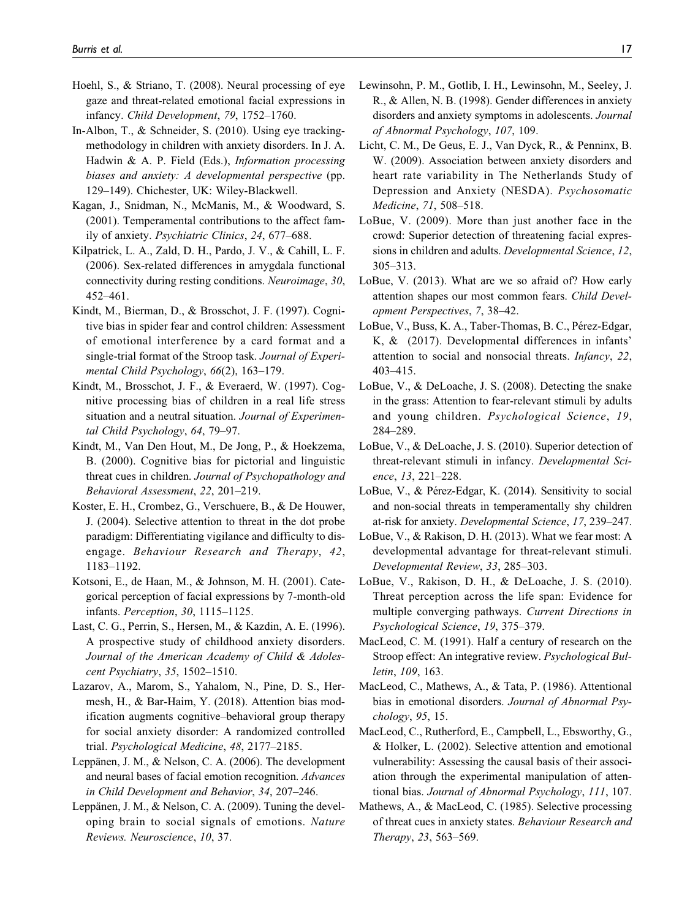Hoehl, S., & Striano, T. (2008). Neural processing of eye gaze and threat-related emotional facial expressions in infancy. *Child Development*, *79*, 1752–1760.

In-Albon, T., & Schneider, S. (2010). Using eye tracking-methodology in children with anxiety disorders. In J. A. Hadwin & A. P. Field (Eds.), *Information processing biases and anxiety: A developmental perspective* (pp. 129–149). Chichester, UK: Wiley-Blackwell.

Kagan, J., Snidman, N., McManis, M., & Woodward, S. (2001). Temperamental contributions to the affect family of anxiety. *Psychiatric Clinics*, *24*, 677–688.

Kilpatrick, L. A., Zald, D. H., Pardo, J. V., & Cahill, L. F. (2006). Sex-related differences in amygdala functional connectivity during resting conditions. *Neuroimage*, *30*, 452–461.

Kindt, M., Bierman, D., & Brosschot, J. F. (1997). Cognitive bias in spider fear and control children: Assessment of emotional interference by a card format and a single-trial format of the Stroop task. *Journal of Experimental Child Psychology*, *66*(2), 163–179.

Kindt, M., Brosschot, J. F., & Everaerd, W. (1997). Cognitive processing bias of children in a real life stress situation and a neutral situation. *Journal of Experimental Child Psychology*, *64*, 79–97.

Kindt, M., Van Den Hout, M., De Jong, P., & Hoekzema, B. (2000). Cognitive bias for pictorial and linguistic threat cues in children. *Journal of Psychopathology and Behavioral Assessment*, *22*, 201–219.

Koster, E. H., Crombez, G., Verschuere, B., & De Houwer, J. (2004). Selective attention to threat in the dot probe paradigm: Differentiating vigilance and difficulty to disengage. *Behaviour Research and Therapy*, *42*, 1183–1192.

Kotsoni, E., de Haan, M., & Johnson, M. H. (2001). Categorical perception of facial expressions by 7-month-old infants. *Perception*, *30*, 1115–1125.

Last, C. G., Perrin, S., Hersen, M., & Kazdin, A. E. (1996). A prospective study of childhood anxiety disorders. *Journal of the American Academy of Child & Adolescent Psychiatry*, *35*, 1502–1510.

Lazarov, A., Marom, S., Yahalom, N., Pine, D. S., Hermesh, H., & Bar-Haim, Y. (2018). Attention bias modification augments cognitive–behavioral group therapy for social anxiety disorder: A randomized controlled trial. *Psychological Medicine*, *48*, 2177–2185.

Leppänen, J. M., & Nelson, C. A. (2006). The development and neural bases of facial emotion recognition. *Advances in Child Development and Behavior*, *34*, 207–246.

Leppänen, J. M., & Nelson, C. A. (2009). Tuning the developing brain to social signals of emotions. *Nature Reviews. Neuroscience*, *10*, 37.

Lewinsohn, P. M., Gotlib, I. H., Lewinsohn, M., Seeley, J. R., & Allen, N. B. (1998). Gender differences in anxiety disorders and anxiety symptoms in adolescents. *Journal of Abnormal Psychology*, *107*, 109.

Licht, C. M., De Geus, E. J., Van Dyck, R., & Penninx, B. W. (2009). Association between anxiety disorders and heart rate variability in The Netherlands Study of Depression and Anxiety (NESDA). *Psychosomatic Medicine*, *71*, 508–518.

LoBue, V. (2009). More than just another face in the crowd: Superior detection of threatening facial expressions in children and adults. *Developmental Science*, *12*, 305–313.

LoBue, V. (2013). What are we so afraid of? How early attention shapes our most common fears. *Child Development Perspectives*, *7*, 38–42.

LoBue, V., Buss, K. A., Taber-Thomas, B. C., Pérez-Edgar, K, & (2017). Developmental differences in infants' attention to social and nonsocial threats. *Infancy*, *22*, 403–415.

LoBue, V., & DeLoache, J. S. (2008). Detecting the snake in the grass: Attention to fear-relevant stimuli by adults and young children. *Psychological Science*, *19*, 284–289.

LoBue, V., & DeLoache, J. S. (2010). Superior detection of threat-relevant stimuli in infancy. *Developmental Science*, *13*, 221–228.

LoBue, V., & Pérez-Edgar, K. (2014). Sensitivity to social and non-social threats in temperamentally shy children at-risk for anxiety. *Developmental Science*, *17*, 239–247.

LoBue, V., & Rakison, D. H. (2013). What we fear most: A developmental advantage for threat-relevant stimuli. *Developmental Review*, *33*, 285–303.

LoBue, V., Rakison, D. H., & DeLoache, J. S. (2010). Threat perception across the life span: Evidence for multiple converging pathways. *Current Directions in Psychological Science*, *19*, 375–379.

MacLeod, C. M. (1991). Half a century of research on the Stroop effect: An integrative review. *Psychological Bulletin*, *109*, 163.

MacLeod, C., Mathews, A., & Tata, P. (1986). Attentional bias in emotional disorders. *Journal of Abnormal Psychology*, *95*, 15.

MacLeod, C., Rutherford, E., Campbell, L., Ebsworthy, G., & Holker, L. (2002). Selective attention and emotional vulnerability: Assessing the causal basis of their association through the experimental manipulation of attentional bias. *Journal of Abnormal Psychology*, *111*, 107.

Mathews, A., & MacLeod, C. (1985). Selective processing of threat cues in anxiety states. *Behaviour Research and Therapy*, *23*, 563–569.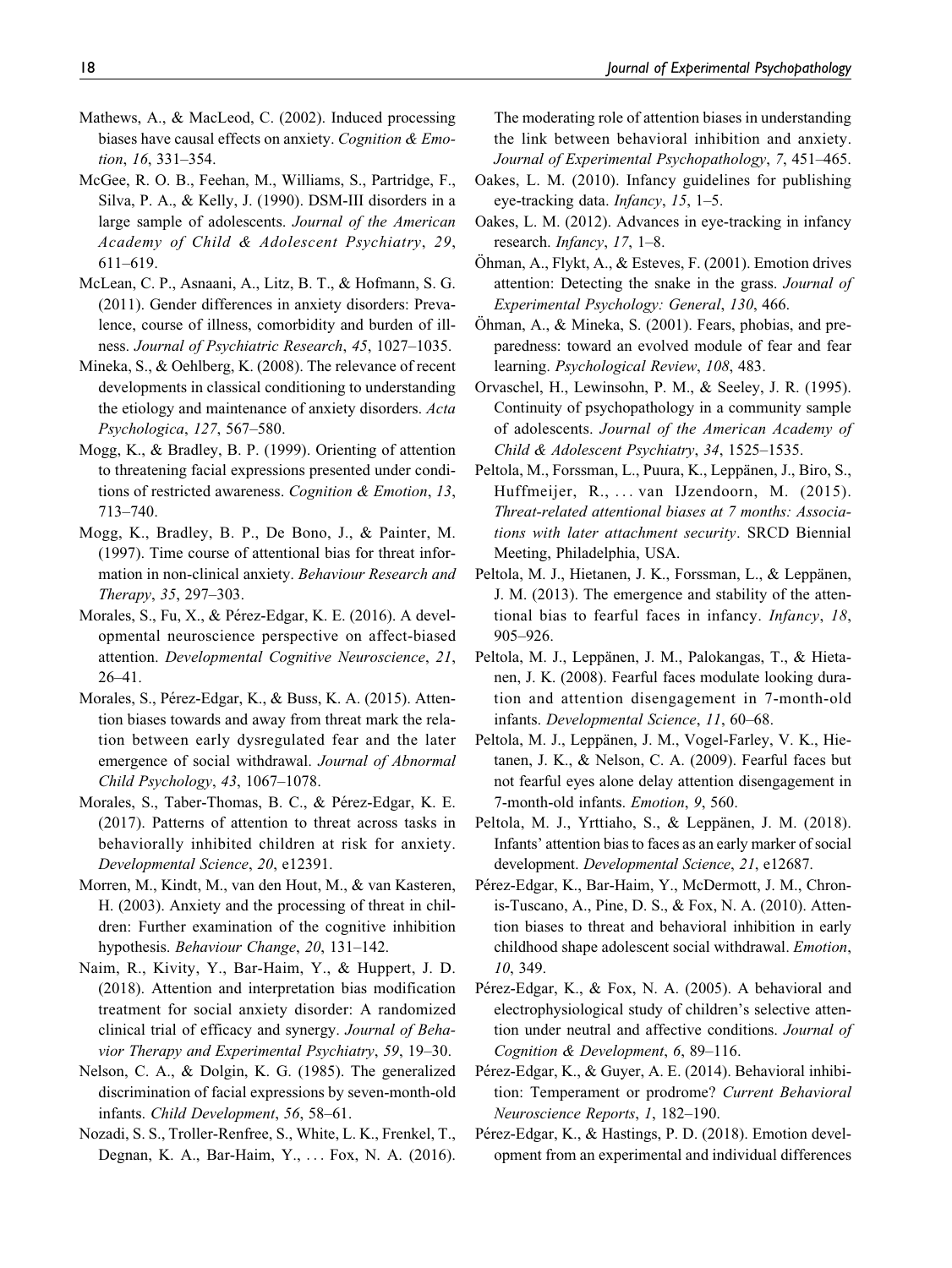Mathews, A., & MacLeod, C. (2002). Induced processing biases have causal effects on anxiety. *Cognition & Emotion*, *16*, 331–354.

McGee, R. O. B., Feehan, M., Williams, S., Partridge, F., Silva, P. A., & Kelly, J. (1990). DSM-III disorders in a large sample of adolescents. *Journal of the American Academy of Child & Adolescent Psychiatry*, *29*, 611–619.

McLean, C. P., Asnaani, A., Litz, B. T., & Hofmann, S. G. (2011). Gender differences in anxiety disorders: Prevalence, course of illness, comorbidity and burden of illness. *Journal of Psychiatric Research*, *45*, 1027–1035.

Mineka, S., & Oehlberg, K. (2008). The relevance of recent developments in classical conditioning to understanding the etiology and maintenance of anxiety disorders. *Acta Psychologica*, *127*, 567–580.

Mogg, K., & Bradley, B. P. (1999). Orienting of attention to threatening facial expressions presented under conditions of restricted awareness. *Cognition & Emotion*, *13*, 713–740.

Mogg, K., Bradley, B. P., De Bono, J., & Painter, M. (1997). Time course of attentional bias for threat information in non-clinical anxiety. *Behaviour Research and Therapy*, *35*, 297–303.

Morales, S., Fu, X., & Pérez-Edgar, K. E. (2016). A developmental neuroscience perspective on affect-biased attention. *Developmental Cognitive Neuroscience*, *21*, 26–41.

Morales, S., Pérez-Edgar, K., & Buss, K. A. (2015). Attention biases towards and away from threat mark the relation between early dysregulated fear and the later emergence of social withdrawal. *Journal of Abnormal Child Psychology*, *43*, 1067–1078.

Morales, S., Taber-Thomas, B. C., & Pérez-Edgar, K. E. (2017). Patterns of attention to threat across tasks in behaviorally inhibited children at risk for anxiety. *Developmental Science*, *20*, e12391.

Morren, M., Kindt, M., van den Hout, M., & van Kasteren, H. (2003). Anxiety and the processing of threat in children: Further examination of the cognitive inhibition hypothesis. *Behaviour Change*, *20*, 131–142.

Naim, R., Kivity, Y., Bar-Haim, Y., & Huppert, J. D. (2018). Attention and interpretation bias modification treatment for social anxiety disorder: A randomized clinical trial of efficacy and synergy. *Journal of Behavior Therapy and Experimental Psychiatry*, *59*, 19–30.

Nelson, C. A., & Dolgin, K. G. (1985). The generalized discrimination of facial expressions by seven-month-old infants. *Child Development*, *56*, 58–61.

Nozadi, S. S., Troller-Renfree, S., White, L. K., Frenkel, T., Degnan, K. A., Bar-Haim, Y., ... Fox, N. A. (2016). The moderating role of attention biases in understanding the link between behavioral inhibition and anxiety. *Journal of Experimental Psychopathology*, *7*, 451–465.

Oakes, L. M. (2010). Infancy guidelines for publishing eye-tracking data. *Infancy*, *15*, 1–5.

Oakes, L. M. (2012). Advances in eye-tracking in infancy research. *Infancy*, *17*, 1–8.

Öhman, A., Flykt, A., & Esteves, F. (2001). Emotion drives attention: Detecting the snake in the grass. *Journal of Experimental Psychology: General*, *130*, 466.

Öhman, A., & Mineka, S. (2001). Fears, phobias, and preparedness: toward an evolved module of fear and fear learning. *Psychological Review*, *108*, 483.

Orvaschel, H., Lewinsohn, P. M., & Seeley, J. R. (1995). Continuity of psychopathology in a community sample of adolescents. *Journal of the American Academy of Child & Adolescent Psychiatry*, *34*, 1525–1535.

Peltola, M., Forssman, L., Puura, K., Leppänen, J., Biro, S., Huffmeijer, R., ... van IJzendoorn, M. (2015). *Threat-related attentional biases at 7 months: Associations with later attachment security*. SRCD Biennial Meeting, Philadelphia, USA.

Peltola, M. J., Hietanen, J. K., Forssman, L., & Leppänen, J. M. (2013). The emergence and stability of the attentional bias to fearful faces in infancy. *Infancy*, *18*, 905–926.

Peltola, M. J., Leppänen, J. M., Palokangas, T., & Hietanen, J. K. (2008). Fearful faces modulate looking duration and attention disengagement in 7-month-old infants. *Developmental Science*, *11*, 60–68.

Peltola, M. J., Leppänen, J. M., Vogel-Farley, V. K., Hietanen, J. K., & Nelson, C. A. (2009). Fearful faces but not fearful eyes alone delay attention disengagement in 7-month-old infants. *Emotion*, *9*, 560.

Peltola, M. J., Yrttiaho, S., & Leppänen, J. M. (2018). Infants' attention bias to faces as an early marker of social development. *Developmental Science*, *21*, e12687.

Pérez-Edgar, K., Bar-Haim, Y., McDermott, J. M., Chronis-Tuscano, A., Pine, D. S., & Fox, N. A. (2010). Attention biases to threat and behavioral inhibition in early childhood shape adolescent social withdrawal. *Emotion*, *10*, 349.

Pérez-Edgar, K., & Fox, N. A. (2005). A behavioral and electrophysiological study of children's selective attention under neutral and affective conditions. *Journal of Cognition & Development*, *6*, 89–116.

Pérez-Edgar, K., & Guyer, A. E. (2014). Behavioral inhibition: Temperament or prodrome? *Current Behavioral Neuroscience Reports*, *1*, 182–190.

Pérez-Edgar, K., & Hastings, P. D. (2018). Emotion development from an experimental and individual differences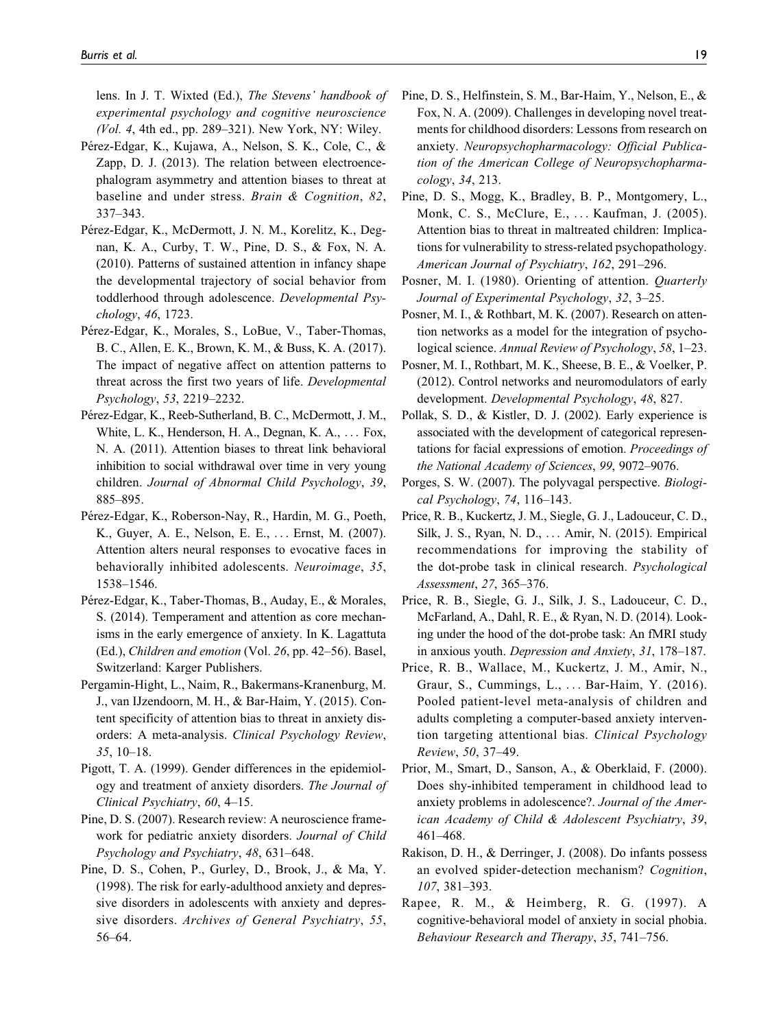lens. In J. T. Wixted (Ed.), *The Stevens' handbook of experimental psychology and cognitive neuroscience (Vol. 4*, 4th ed., pp. 289–321). New York, NY: Wiley.

Pérez-Edgar, K., Kujawa, A., Nelson, S. K., Cole, C., & Zapp, D. J. (2013). The relation between electroencephalogram asymmetry and attention biases to threat at baseline and under stress. *Brain & Cognition*, *82*, 337–343.

Pérez-Edgar, K., McDermott, J. N. M., Korelitz, K., Degnan, K. A., Curby, T. W., Pine, D. S., & Fox, N. A. (2010). Patterns of sustained attention in infancy shape the developmental trajectory of social behavior from toddlerhood through adolescence. *Developmental Psychology*, *46*, 1723.

Pérez-Edgar, K., Morales, S., LoBue, V., Taber-Thomas, B. C., Allen, E. K., Brown, K. M., & Buss, K. A. (2017). The impact of negative affect on attention patterns to threat across the first two years of life. *Developmental Psychology*, *53*, 2219–2232.

Pérez-Edgar, K., Reeb-Sutherland, B. C., McDermott, J. M., White, L. K., Henderson, H. A., Degnan, K. A., … Fox, N. A. (2011). Attention biases to threat link behavioral inhibition to social withdrawal over time in very young children. *Journal of Abnormal Child Psychology*, *39*, 885–895.

Pérez-Edgar, K., Roberson-Nay, R., Hardin, M. G., Poeth, K., Guyer, A. E., Nelson, E. E., … Ernst, M. (2007). Attention alters neural responses to evocative faces in behaviorally inhibited adolescents. *Neuroimage*, *35*, 1538–1546.

Pérez-Edgar, K., Taber-Thomas, B., Auday, E., & Morales, S. (2014). Temperament and attention as core mechanisms in the early emergence of anxiety. In K. Lagattuta (Ed.), *Children and emotion* (Vol. *26*, pp. 42–56). Basel, Switzerland: Karger Publishers.

Pergamin-Hight, L., Naim, R., Bakermans-Kranenburg, M. J., van IJzendoorn, M. H., & Bar-Haim, Y. (2015). Content specificity of attention bias to threat in anxiety disorders: A meta-analysis. *Clinical Psychology Review*, *35*, 10–18.

Pigott, T. A. (1999). Gender differences in the epidemiology and treatment of anxiety disorders. *The Journal of Clinical Psychiatry*, *60*, 4–15.

Pine, D. S. (2007). Research review: A neuroscience framework for pediatric anxiety disorders. *Journal of Child Psychology and Psychiatry*, *48*, 631–648.

Pine, D. S., Cohen, P., Gurley, D., Brook, J., & Ma, Y. (1998). The risk for early-adulthood anxiety and depressive disorders in adolescents with anxiety and depressive disorders. *Archives of General Psychiatry*, *55*, 56–64.

Pine, D. S., Helfinstein, S. M., Bar-Haim, Y., Nelson, E., & Fox, N. A. (2009). Challenges in developing novel treatments for childhood disorders: Lessons from research on anxiety. *Neuropsychopharmacology: Official Publication of the American College of Neuropsychopharmacology*, *34*, 213.

Pine, D. S., Mogg, K., Bradley, B. P., Montgomery, L., Monk, C. S., McClure, E., … Kaufman, J. (2005). Attention bias to threat in maltreated children: Implications for vulnerability to stress-related psychopathology. *American Journal of Psychiatry*, *162*, 291–296.

Posner, M. I. (1980). Orienting of attention. *Quarterly Journal of Experimental Psychology*, *32*, 3–25.

Posner, M. I., & Rothbart, M. K. (2007). Research on attention networks as a model for the integration of psychological science. *Annual Review of Psychology*, *58*, 1–23.

Posner, M. I., Rothbart, M. K., Sheese, B. E., & Voelker, P. (2012). Control networks and neuromodulators of early development. *Developmental Psychology*, *48*, 827.

Pollak, S. D., & Kistler, D. J. (2002). Early experience is associated with the development of categorical representations for facial expressions of emotion. *Proceedings of the National Academy of Sciences*, *99*, 9072–9076.

Porges, S. W. (2007). The polyvagal perspective. *Biological Psychology*, *74*, 116–143.

Price, R. B., Kuckertz, J. M., Siegle, G. J., Ladouceur, C. D., Silk, J. S., Ryan, N. D., … Amir, N. (2015). Empirical recommendations for improving the stability of the dot-probe task in clinical research. *Psychological Assessment*, *27*, 365–376.

Price, R. B., Siegle, G. J., Silk, J. S., Ladouceur, C. D., McFarland, A., Dahl, R. E., & Ryan, N. D. (2014). Looking under the hood of the dot-probe task: An fMRI study in anxious youth. *Depression and Anxiety*, *31*, 178–187.

Price, R. B., Wallace, M., Kuckertz, J. M., Amir, N., Graur, S., Cummings, L., … Bar-Haim, Y. (2016). Pooled patient-level meta-analysis of children and adults completing a computer-based anxiety intervention targeting attentional bias. *Clinical Psychology Review*, *50*, 37–49.

Prior, M., Smart, D., Sanson, A., & Oberklaid, F. (2000). Does shy-inhibited temperament in childhood lead to anxiety problems in adolescence?. *Journal of the American Academy of Child & Adolescent Psychiatry*, *39*, 461–468.

Rakison, D. H., & Derringer, J. (2008). Do infants possess an evolved spider-detection mechanism? *Cognition*, *107*, 381–393.

Rapee, R. M., & Heimberg, R. G. (1997). A cognitive-behavioral model of anxiety in social phobia. *Behaviour Research and Therapy*, *35*, 741–756.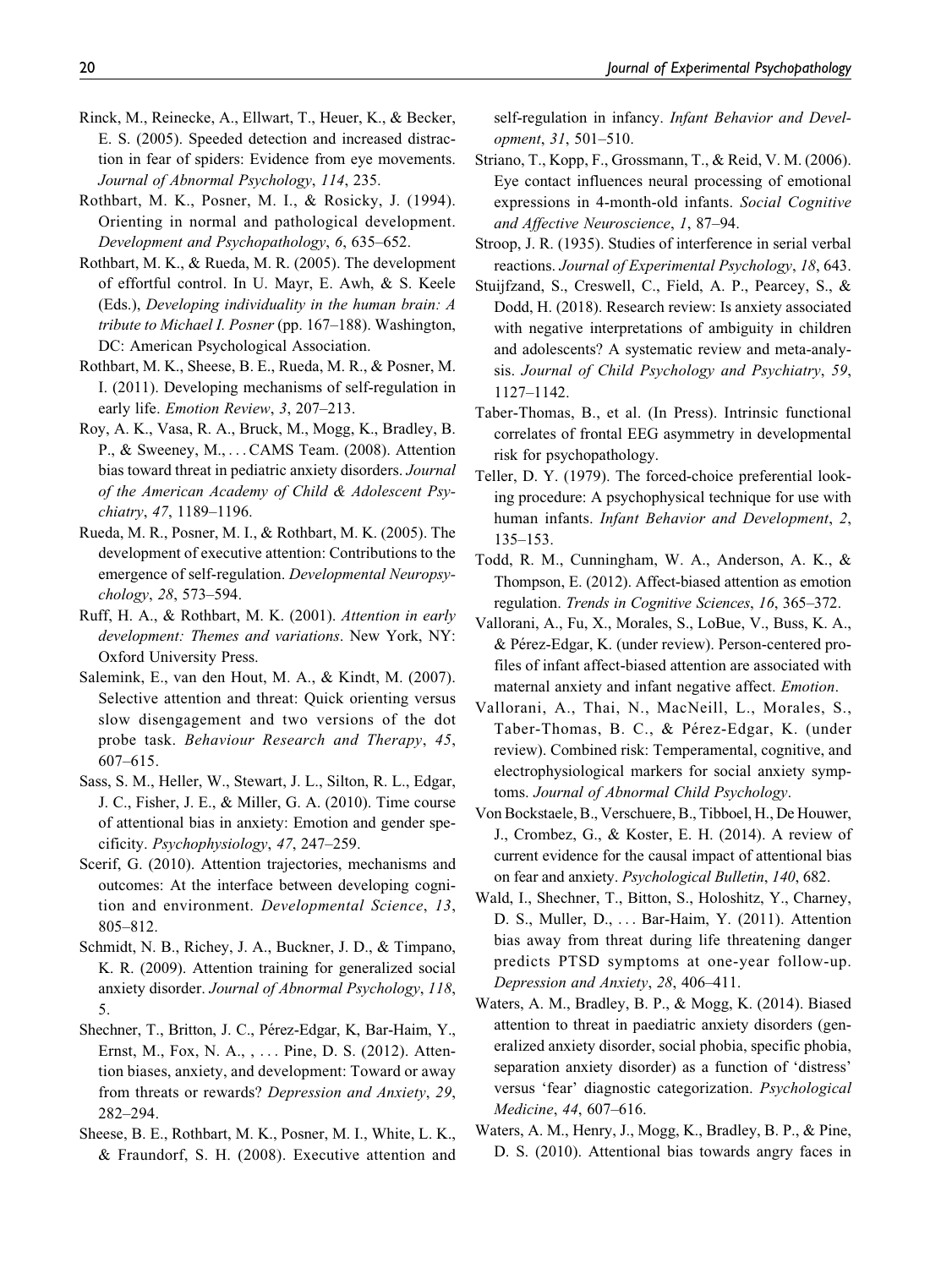Rinck, M., Reinecke, A., Ellwart, T., Heuer, K., & Becker, E. S. (2005). Speeded detection and increased distraction in fear of spiders: Evidence from eye movements. *Journal of Abnormal Psychology*, *114*, 235.

Rothbart, M. K., Posner, M. I., & Rosicky, J. (1994). Orienting in normal and pathological development. *Development and Psychopathology*, *6*, 635–652.

Rothbart, M. K., & Rueda, M. R. (2005). The development of effortful control. In U. Mayr, E. Awh, & S. Keele (Eds.), *Developing individuality in the human brain: A tribute to Michael I. Posner* (pp. 167–188). Washington, DC: American Psychological Association.

Rothbart, M. K., Sheese, B. E., Rueda, M. R., & Posner, M. I. (2011). Developing mechanisms of self-regulation in early life. *Emotion Review*, *3*, 207–213.

Roy, A. K., Vasa, R. A., Bruck, M., Mogg, K., Bradley, B. P., & Sweeney, M., ... CAMS Team. (2008). Attention bias toward threat in pediatric anxiety disorders. *Journal of the American Academy of Child & Adolescent Psychiatry*, *47*, 1189–1196.

Rueda, M. R., Posner, M. I., & Rothbart, M. K. (2005). The development of executive attention: Contributions to the emergence of self-regulation. *Developmental Neuropsychology*, *28*, 573–594.

Ruff, H. A., & Rothbart, M. K. (2001). *Attention in early development: Themes and variations*. New York, NY: Oxford University Press.

Salemink, E., van den Hout, M. A., & Kindt, M. (2007). Selective attention and threat: Quick orienting versus slow disengagement and two versions of the dot probe task. *Behaviour Research and Therapy*, *45*, 607–615.

Sass, S. M., Heller, W., Stewart, J. L., Silton, R. L., Edgar, J. C., Fisher, J. E., & Miller, G. A. (2010). Time course of attentional bias in anxiety: Emotion and gender specificity. *Psychophysiology*, *47*, 247–259.

Scerif, G. (2010). Attention trajectories, mechanisms and outcomes: At the interface between developing cognition and environment. *Developmental Science*, *13*, 805–812.

Schmidt, N. B., Richey, J. A., Buckner, J. D., & Timpano, K. R. (2009). Attention training for generalized social anxiety disorder. *Journal of Abnormal Psychology*, *118*, 5.

Shechner, T., Britton, J. C., Pérez-Edgar, K, Bar-Haim, Y., Ernst, M., Fox, N. A., , ... Pine, D. S. (2012). Attention biases, anxiety, and development: Toward or away from threats or rewards? *Depression and Anxiety*, *29*, 282–294.

Sheese, B. E., Rothbart, M. K., Posner, M. I., White, L. K., & Fraundorf, S. H. (2008). Executive attention and self-regulation in infancy. *Infant Behavior and Development*, *31*, 501–510.

Striano, T., Kopp, F., Grossmann, T., & Reid, V. M. (2006). Eye contact influences neural processing of emotional expressions in 4-month-old infants. *Social Cognitive and Affective Neuroscience*, *1*, 87–94.

Stroop, J. R. (1935). Studies of interference in serial verbal reactions. *Journal of Experimental Psychology*, *18*, 643.

Stuijfzand, S., Creswell, C., Field, A. P., Pearcey, S., & Dodd, H. (2018). Research review: Is anxiety associated with negative interpretations of ambiguity in children and adolescents? A systematic review and meta-analysis. *Journal of Child Psychology and Psychiatry*, *59*, 1127–1142.

Taber-Thomas, B., et al. (In Press). Intrinsic functional correlates of frontal EEG asymmetry in developmental risk for psychopathology.

Teller, D. Y. (1979). The forced-choice preferential looking procedure: A psychophysical technique for use with human infants. *Infant Behavior and Development*, *2*, 135–153.

Todd, R. M., Cunningham, W. A., Anderson, A. K., & Thompson, E. (2012). Affect-biased attention as emotion regulation. *Trends in Cognitive Sciences*, *16*, 365–372.

Vallorani, A., Fu, X., Morales, S., LoBue, V., Buss, K. A., & Pérez-Edgar, K. (under review). Person-centered profiles of infant affect-biased attention are associated with maternal anxiety and infant negative affect. *Emotion*.

Vallorani, A., Thai, N., MacNeill, L., Morales, S., Taber-Thomas, B. C., & Pérez-Edgar, K. (under review). Combined risk: Temperamental, cognitive, and electrophysiological markers for social anxiety symptoms. *Journal of Abnormal Child Psychology*.

Von Bockstaele, B., Verschuere, B., Tibboel, H., De Houwer, J., Crombez, G., & Koster, E. H. (2014). A review of current evidence for the causal impact of attentional bias on fear and anxiety. *Psychological Bulletin*, *140*, 682.

Wald, I., Shechner, T., Bitton, S., Holoshitz, Y., Charney, D. S., Muller, D., ... Bar-Haim, Y. (2011). Attention bias away from threat during life threatening danger predicts PTSD symptoms at one-year follow-up. *Depression and Anxiety*, *28*, 406–411.

Waters, A. M., Bradley, B. P., & Mogg, K. (2014). Biased attention to threat in paediatric anxiety disorders (generalized anxiety disorder, social phobia, specific phobia, separation anxiety disorder) as a function of 'distress' versus 'fear' diagnostic categorization. *Psychological Medicine*, *44*, 607–616.

Waters, A. M., Henry, J., Mogg, K., Bradley, B. P., & Pine, D. S. (2010). Attentional bias towards angry faces in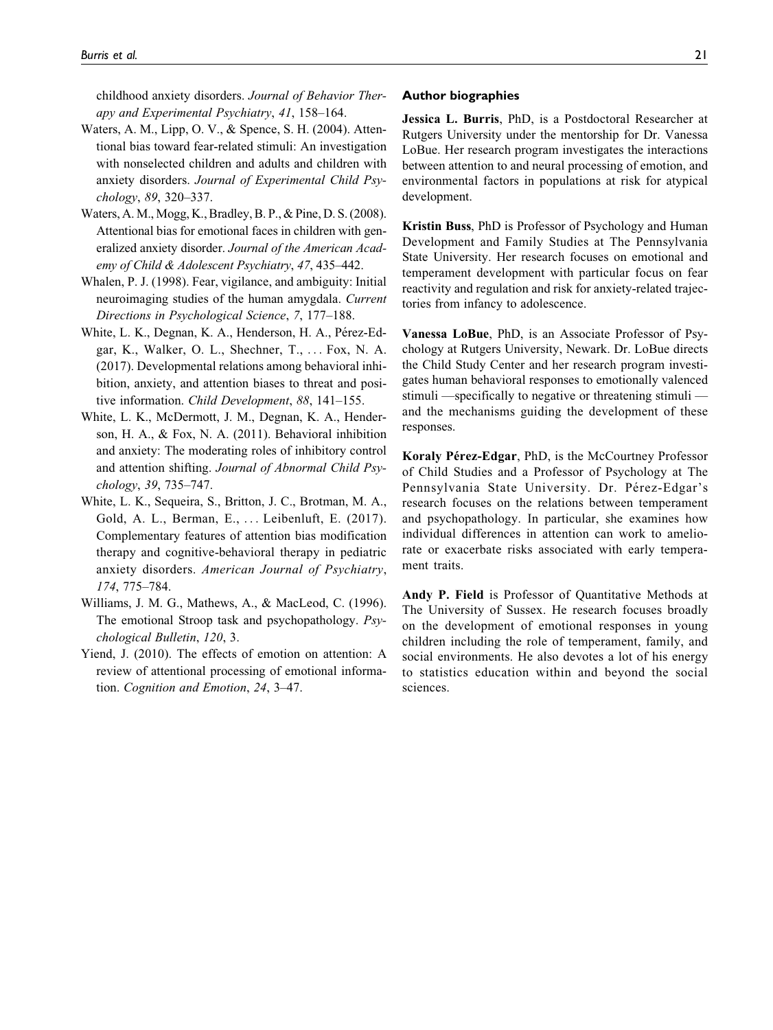childhood anxiety disorders. *Journal of Behavior Therapy and Experimental Psychiatry*, *41*, 158–164.

Waters, A. M., Lipp, O. V., & Spence, S. H. (2004). Attentional bias toward fear-related stimuli: An investigation with nonselected children and adults and children with anxiety disorders. *Journal of Experimental Child Psychology*, *89*, 320–337.

Waters, A. M., Mogg, K., Bradley, B. P., & Pine, D. S. (2008). Attentional bias for emotional faces in children with generalized anxiety disorder. *Journal of the American Academy of Child & Adolescent Psychiatry*, *47*, 435–442.

Whalen, P. J. (1998). Fear, vigilance, and ambiguity: Initial neuroimaging studies of the human amygdala. *Current Directions in Psychological Science*, *7*, 177–188.

White, L. K., Degnan, K. A., Henderson, H. A., Pérez-Edgar, K., Walker, O. L., Shechner, T., … Fox, N. A. (2017). Developmental relations among behavioral inhibition, anxiety, and attention biases to threat and positive information. *Child Development*, *88*, 141–155.

White, L. K., McDermott, J. M., Degnan, K. A., Henderson, H. A., & Fox, N. A. (2011). Behavioral inhibition and anxiety: The moderating roles of inhibitory control and attention shifting. *Journal of Abnormal Child Psychology*, *39*, 735–747.

White, L. K., Sequeira, S., Britton, J. C., Brotman, M. A., Gold, A. L., Berman, E., … Leibenluft, E. (2017). Complementary features of attention bias modification therapy and cognitive-behavioral therapy in pediatric anxiety disorders. *American Journal of Psychiatry*, *174*, 775–784.

Williams, J. M. G., Mathews, A., & MacLeod, C. (1996). The emotional Stroop task and psychopathology. *Psychological Bulletin*, *120*, 3.

Yiend, J. (2010). The effects of emotion on attention: A review of attentional processing of emotional information. *Cognition and Emotion*, *24*, 3–47.

## Author biographies

**Jessica L. Burris**, PhD, is a Postdoctoral Researcher at Rutgers University under the mentorship for Dr. Vanessa LoBue. Her research program investigates the interactions between attention to and neural processing of emotion, and environmental factors in populations at risk for atypical development.

**Kristin Buss**, PhD is Professor of Psychology and Human Development and Family Studies at The Pennsylvania State University. Her research focuses on emotional and temperament development with particular focus on fear reactivity and regulation and risk for anxiety-related trajectories from infancy to adolescence.

**Vanessa LoBue**, PhD, is an Associate Professor of Psychology at Rutgers University, Newark. Dr. LoBue directs the Child Study Center and her research program investigates human behavioral responses to emotionally valenced stimuli —specifically to negative or threatening stimuli — and the mechanisms guiding the development of these responses.

**Koraly Pérez-Edgar**, PhD, is the McCourtney Professor of Child Studies and a Professor of Psychology at The Pennsylvania State University. Dr. Pérez-Edgar's research focuses on the relations between temperament and psychopathology. In particular, she examines how individual differences in attention can work to ameliorate or exacerbate risks associated with early temperament traits.

**Andy P. Field** is Professor of Quantitative Methods at The University of Sussex. He research focuses broadly on the development of emotional responses in young children including the role of temperament, family, and social environments. He also devotes a lot of his energy to statistics education within and beyond the social sciences.